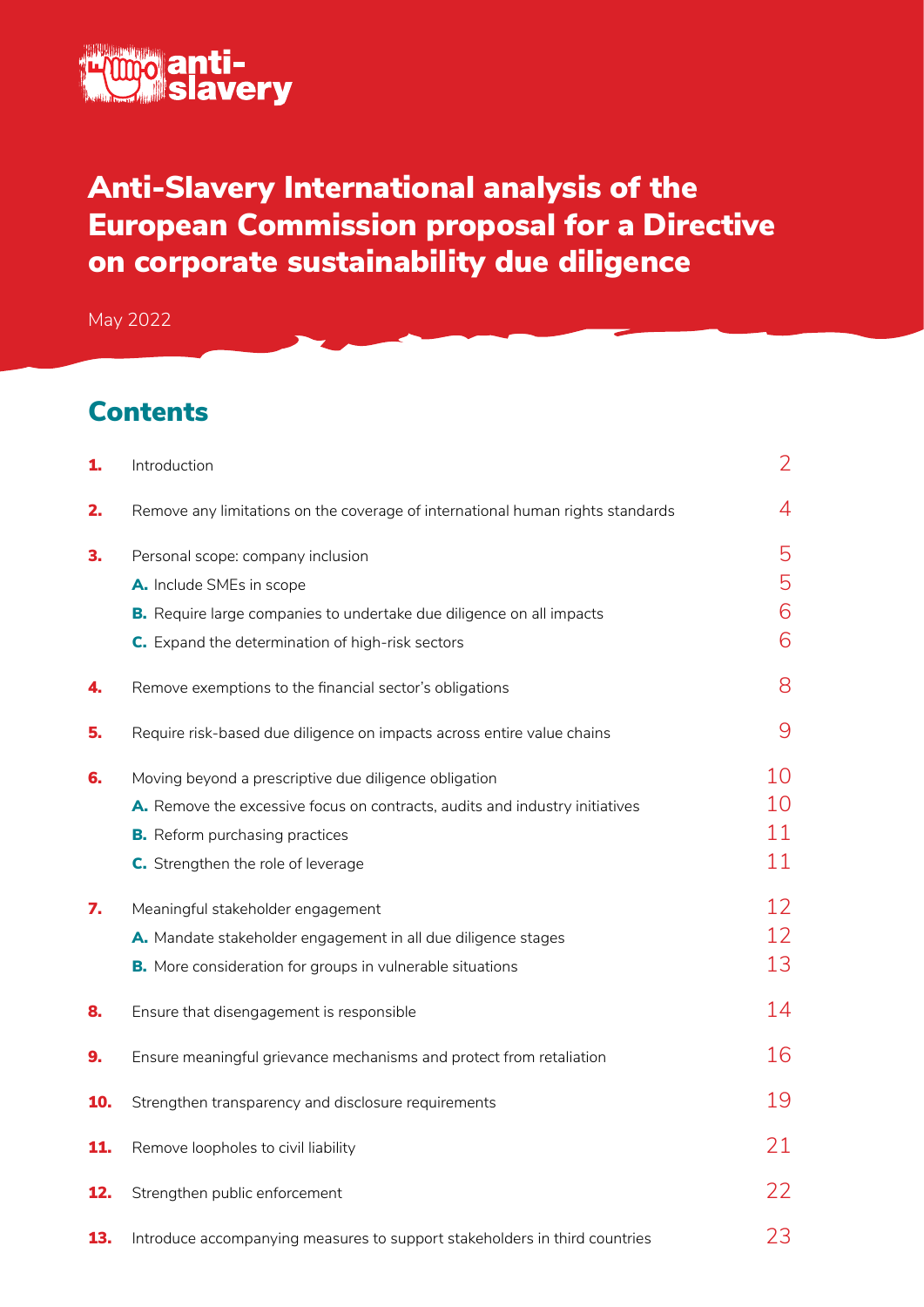anti-slavery

# Anti-Slavery International analysis of the European Commission proposal for a Directive on corporate sustainability due diligence

May 2022

## Contents

| | | |
|---|---|---|
| **1.** | Introduction | 2 |
| **2.** | Remove any limitations on the coverage of international human rights standards | 4 |
| **3.** | Personal scope: company inclusion | 5 |
| | **A.** Include SMEs in scope | 5 |
| | **B.** Require large companies to undertake due diligence on all impacts | 6 |
| | **C.** Expand the determination of high-risk sectors | 6 |
| **4.** | Remove exemptions to the financial sector's obligations | 8 |
| **5.** | Require risk-based due diligence on impacts across entire value chains | 9 |
| **6.** | Moving beyond a prescriptive due diligence obligation | 10 |
| | **A.** Remove the excessive focus on contracts, audits and industry initiatives | 10 |
| | **B.** Reform purchasing practices | 11 |
| | **C.** Strengthen the role of leverage | 11 |
| **7.** | Meaningful stakeholder engagement | 12 |
| | **A.** Mandate stakeholder engagement in all due diligence stages | 12 |
| | **B.** More consideration for groups in vulnerable situations | 13 |
| **8.** | Ensure that disengagement is responsible | 14 |
| **9.** | Ensure meaningful grievance mechanisms and protect from retaliation | 16 |
| **10.** | Strengthen transparency and disclosure requirements | 19 |
| **11.** | Remove loopholes to civil liability | 21 |
| **12.** | Strengthen public enforcement | 22 |
| **13.** | Introduce accompanying measures to support stakeholders in third countries | 23 |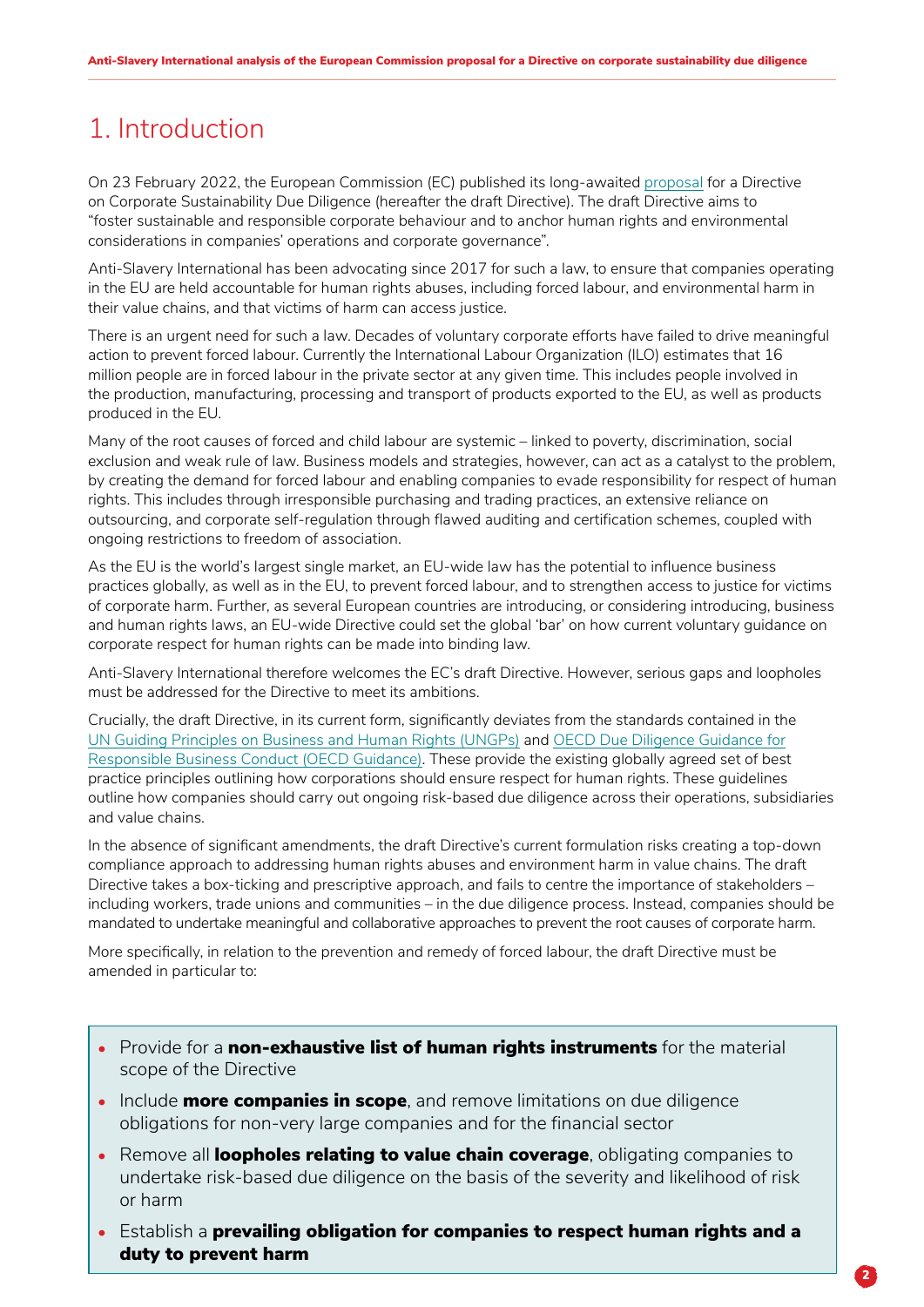# 1. Introduction

On 23 February 2022, the European Commission (EC) published its long-awaited proposal for a Directive on Corporate Sustainability Due Diligence (hereafter the draft Directive). The draft Directive aims to "foster sustainable and responsible corporate behaviour and to anchor human rights and environmental considerations in companies' operations and corporate governance".

Anti-Slavery International has been advocating since 2017 for such a law, to ensure that companies operating in the EU are held accountable for human rights abuses, including forced labour, and environmental harm in their value chains, and that victims of harm can access justice.

There is an urgent need for such a law. Decades of voluntary corporate efforts have failed to drive meaningful action to prevent forced labour. Currently the International Labour Organization (ILO) estimates that 16 million people are in forced labour in the private sector at any given time. This includes people involved in the production, manufacturing, processing and transport of products exported to the EU, as well as products produced in the EU.

Many of the root causes of forced and child labour are systemic – linked to poverty, discrimination, social exclusion and weak rule of law. Business models and strategies, however, can act as a catalyst to the problem, by creating the demand for forced labour and enabling companies to evade responsibility for respect of human rights. This includes through irresponsible purchasing and trading practices, an extensive reliance on outsourcing, and corporate self-regulation through flawed auditing and certification schemes, coupled with ongoing restrictions to freedom of association.

As the EU is the world's largest single market, an EU-wide law has the potential to influence business practices globally, as well as in the EU, to prevent forced labour, and to strengthen access to justice for victims of corporate harm. Further, as several European countries are introducing, or considering introducing, business and human rights laws, an EU-wide Directive could set the global 'bar' on how current voluntary guidance on corporate respect for human rights can be made into binding law.

Anti-Slavery International therefore welcomes the EC's draft Directive. However, serious gaps and loopholes must be addressed for the Directive to meet its ambitions.

Crucially, the draft Directive, in its current form, significantly deviates from the standards contained in the UN Guiding Principles on Business and Human Rights (UNGPs) and OECD Due Diligence Guidance for Responsible Business Conduct (OECD Guidance). These provide the existing globally agreed set of best practice principles outlining how corporations should ensure respect for human rights. These guidelines outline how companies should carry out ongoing risk-based due diligence across their operations, subsidiaries and value chains.

In the absence of significant amendments, the draft Directive's current formulation risks creating a top-down compliance approach to addressing human rights abuses and environment harm in value chains. The draft Directive takes a box-ticking and prescriptive approach, and fails to centre the importance of stakeholders – including workers, trade unions and communities – in the due diligence process. Instead, companies should be mandated to undertake meaningful and collaborative approaches to prevent the root causes of corporate harm.

More specifically, in relation to the prevention and remedy of forced labour, the draft Directive must be amended in particular to:

- Provide for a **non-exhaustive list of human rights instruments** for the material scope of the Directive
- Include **more companies in scope**, and remove limitations on due diligence obligations for non-very large companies and for the financial sector
- Remove all **loopholes relating to value chain coverage**, obligating companies to undertake risk-based due diligence on the basis of the severity and likelihood of risk or harm
- Establish a **prevailing obligation for companies to respect human rights and a duty to prevent harm**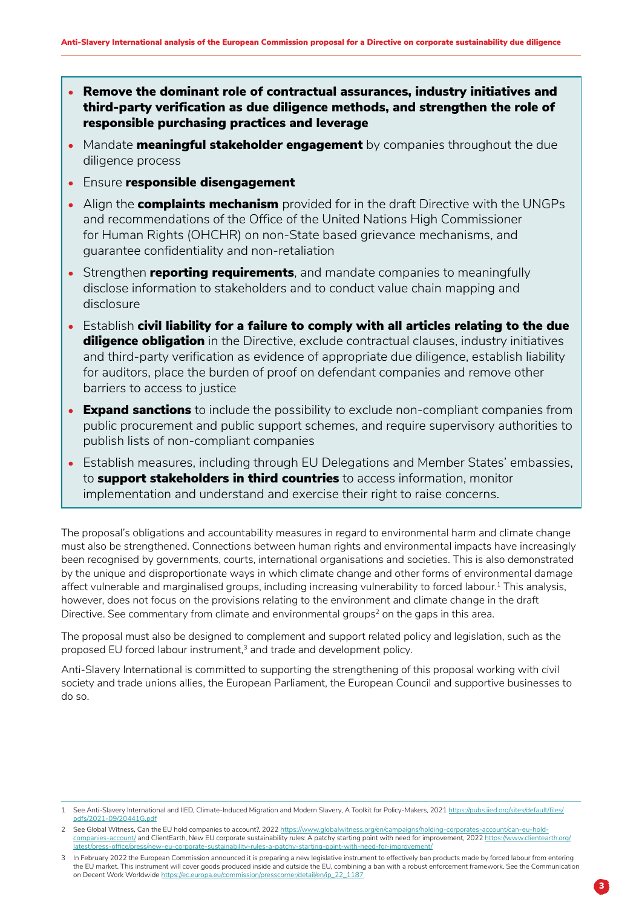- **Remove the dominant role of contractual assurances, industry initiatives and third-party verification as due diligence methods, and strengthen the role of responsible purchasing practices and leverage**
- Mandate **meaningful stakeholder engagement** by companies throughout the due diligence process
- Ensure **responsible disengagement**
- Align the **complaints mechanism** provided for in the draft Directive with the UNGPs and recommendations of the Office of the United Nations High Commissioner for Human Rights (OHCHR) on non-State based grievance mechanisms, and guarantee confidentiality and non-retaliation
- Strengthen **reporting requirements**, and mandate companies to meaningfully disclose information to stakeholders and to conduct value chain mapping and disclosure
- Establish **civil liability for a failure to comply with all articles relating to the due diligence obligation** in the Directive, exclude contractual clauses, industry initiatives and third-party verification as evidence of appropriate due diligence, establish liability for auditors, place the burden of proof on defendant companies and remove other barriers to access to justice
- **Expand sanctions** to include the possibility to exclude non-compliant companies from public procurement and public support schemes, and require supervisory authorities to publish lists of non-compliant companies
- Establish measures, including through EU Delegations and Member States' embassies, to **support stakeholders in third countries** to access information, monitor implementation and understand and exercise their right to raise concerns.

The proposal's obligations and accountability measures in regard to environmental harm and climate change must also be strengthened. Connections between human rights and environmental impacts have increasingly been recognised by governments, courts, international organisations and societies. This is also demonstrated by the unique and disproportionate ways in which climate change and other forms of environmental damage affect vulnerable and marginalised groups, including increasing vulnerability to forced labour.[1] This analysis, however, does not focus on the provisions relating to the environment and climate change in the draft Directive. See commentary from climate and environmental groups[2] on the gaps in this area.

The proposal must also be designed to complement and support related policy and legislation, such as the proposed EU forced labour instrument,[3] and trade and development policy.

Anti-Slavery International is committed to supporting the strengthening of this proposal working with civil society and trade unions allies, the European Parliament, the European Council and supportive businesses to do so.

---

1 See Anti-Slavery International and IIED, Climate-Induced Migration and Modern Slavery, A Toolkit for Policy-Makers, 2021 https://pubs.iied.org/sites/default/files/pdfs/2021-09/20441G.pdf

2 See Global Witness, Can the EU hold companies to account?, 2022 https://www.globalwitness.org/en/campaigns/holding-corporates-account/can-eu-hold-companies-account/ and ClientEarth, New EU corporate sustainability rules: A patchy starting point with need for improvement, 2022 https://www.clientearth.org/latest/press-office/press/new-eu-corporate-sustainability-rules-a-patchy-starting-point-with-need-for-improvement/

3 In February 2022 the European Commission announced it is preparing a new legislative instrument to effectively ban products made by forced labour from entering the EU market. This instrument will cover goods produced inside and outside the EU, combining a ban with a robust enforcement framework. See the Communication on Decent Work Worldwide https://ec.europa.eu/commission/presscorner/detail/en/ip_22_1187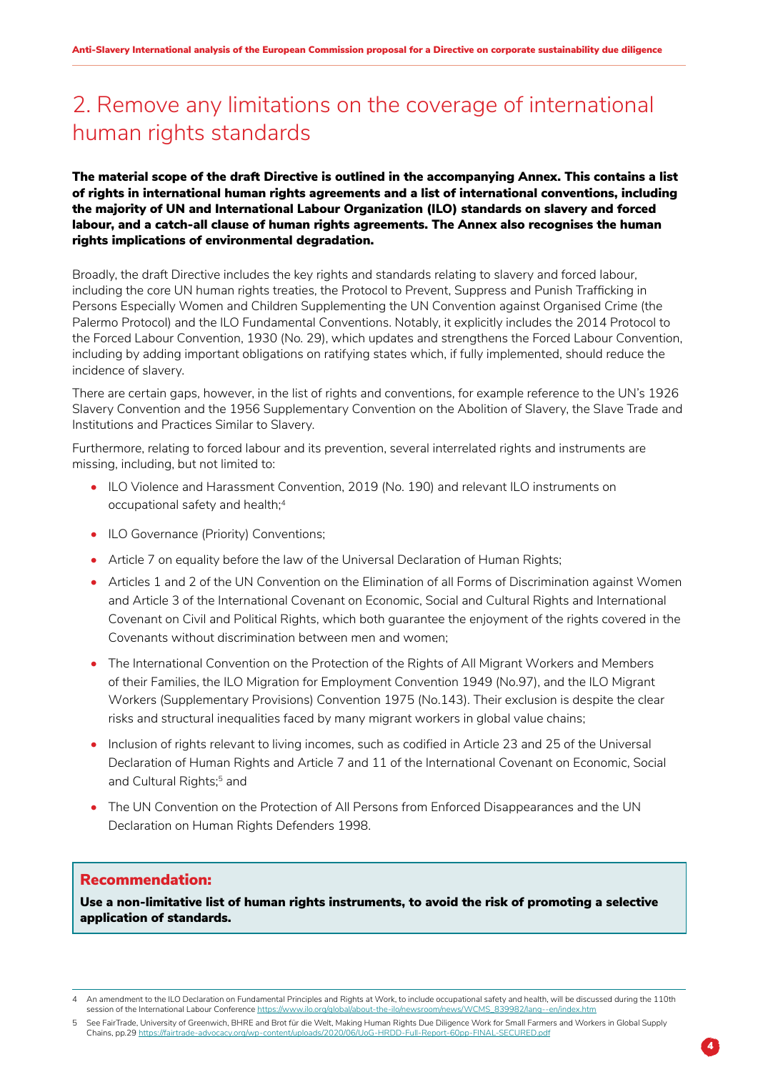## 2. Remove any limitations on the coverage of international human rights standards

**The material scope of the draft Directive is outlined in the accompanying Annex. This contains a list of rights in international human rights agreements and a list of international conventions, including the majority of UN and International Labour Organization (ILO) standards on slavery and forced labour, and a catch-all clause of human rights agreements. The Annex also recognises the human rights implications of environmental degradation.**

Broadly, the draft Directive includes the key rights and standards relating to slavery and forced labour, including the core UN human rights treaties, the Protocol to Prevent, Suppress and Punish Trafficking in Persons Especially Women and Children Supplementing the UN Convention against Organised Crime (the Palermo Protocol) and the ILO Fundamental Conventions. Notably, it explicitly includes the 2014 Protocol to the Forced Labour Convention, 1930 (No. 29), which updates and strengthens the Forced Labour Convention, including by adding important obligations on ratifying states which, if fully implemented, should reduce the incidence of slavery.

There are certain gaps, however, in the list of rights and conventions, for example reference to the UN's 1926 Slavery Convention and the 1956 Supplementary Convention on the Abolition of Slavery, the Slave Trade and Institutions and Practices Similar to Slavery.

Furthermore, relating to forced labour and its prevention, several interrelated rights and instruments are missing, including, but not limited to:

- ILO Violence and Harassment Convention, 2019 (No. 190) and relevant ILO instruments on occupational safety and health;[4]
- ILO Governance (Priority) Conventions;
- Article 7 on equality before the law of the Universal Declaration of Human Rights;
- Articles 1 and 2 of the UN Convention on the Elimination of all Forms of Discrimination against Women and Article 3 of the International Covenant on Economic, Social and Cultural Rights and International Covenant on Civil and Political Rights, which both guarantee the enjoyment of the rights covered in the Covenants without discrimination between men and women;
- The International Convention on the Protection of the Rights of All Migrant Workers and Members of their Families, the ILO Migration for Employment Convention 1949 (No.97), and the ILO Migrant Workers (Supplementary Provisions) Convention 1975 (No.143). Their exclusion is despite the clear risks and structural inequalities faced by many migrant workers in global value chains;
- Inclusion of rights relevant to living incomes, such as codified in Article 23 and 25 of the Universal Declaration of Human Rights and Article 7 and 11 of the International Covenant on Economic, Social and Cultural Rights;[5] and
- The UN Convention on the Protection of All Persons from Enforced Disappearances and the UN Declaration on Human Rights Defenders 1998.

**Recommendation:**

**Use a non-limitative list of human rights instruments, to avoid the risk of promoting a selective application of standards.**

4 An amendment to the ILO Declaration on Fundamental Principles and Rights at Work, to include occupational safety and health, will be discussed during the 110th session of the International Labour Conference https://www.ilo.org/global/about-the-ilo/newsroom/news/WCMS_839982/lang--en/index.htm

5 See FairTrade, University of Greenwich, BHRE and Brot für die Welt, Making Human Rights Due Diligence Work for Small Farmers and Workers in Global Supply Chains, pp.29 https://fairtrade-advocacy.org/wp-content/uploads/2020/06/UoG-HRDD-Full-Report-60pp-FINAL-SECURED.pdf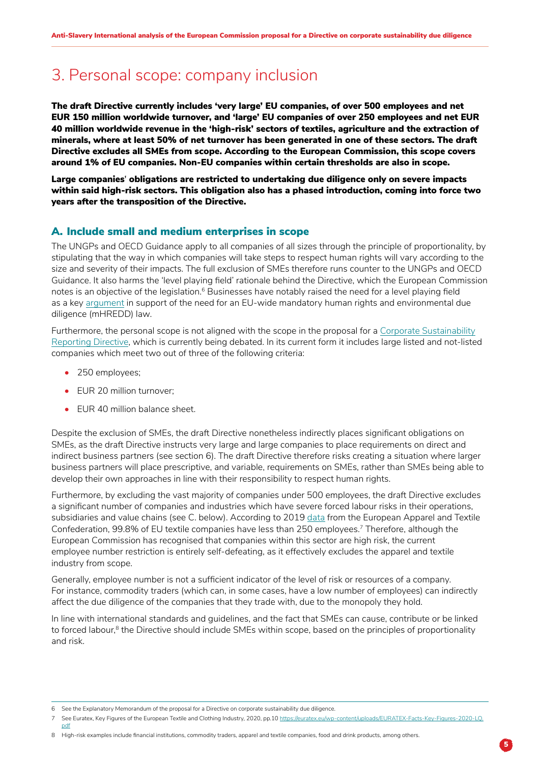# 3. Personal scope: company inclusion

**The draft Directive currently includes 'very large' EU companies, of over 500 employees and net EUR 150 million worldwide turnover, and 'large' EU companies of over 250 employees and net EUR 40 million worldwide revenue in the 'high-risk' sectors of textiles, agriculture and the extraction of minerals, where at least 50% of net turnover has been generated in one of these sectors. The draft Directive excludes all SMEs from scope. According to the European Commission, this scope covers around 1% of EU companies. Non-EU companies within certain thresholds are also in scope.**

**Large companies' obligations are restricted to undertaking due diligence only on severe impacts within said high-risk sectors. This obligation also has a phased introduction, coming into force two years after the transposition of the Directive.**

## A. Include small and medium enterprises in scope

The UNGPs and OECD Guidance apply to all companies of all sizes through the principle of proportionality, by stipulating that the way in which companies will take steps to respect human rights will vary according to the size and severity of their impacts. The full exclusion of SMEs therefore runs counter to the UNGPs and OECD Guidance. It also harms the 'level playing field' rationale behind the Directive, which the European Commission notes is an objective of the legislation.[6] Businesses have notably raised the need for a level playing field as a key argument in support of the need for an EU-wide mandatory human rights and environmental due diligence (mHREDD) law.

Furthermore, the personal scope is not aligned with the scope in the proposal for a Corporate Sustainability Reporting Directive, which is currently being debated. In its current form it includes large listed and not-listed companies which meet two out of three of the following criteria:

- 250 employees;
- EUR 20 million turnover;
- EUR 40 million balance sheet.

Despite the exclusion of SMEs, the draft Directive nonetheless indirectly places significant obligations on SMEs, as the draft Directive instructs very large and large companies to place requirements on direct and indirect business partners (see section 6). The draft Directive therefore risks creating a situation where larger business partners will place prescriptive, and variable, requirements on SMEs, rather than SMEs being able to develop their own approaches in line with their responsibility to respect human rights.

Furthermore, by excluding the vast majority of companies under 500 employees, the draft Directive excludes a significant number of companies and industries which have severe forced labour risks in their operations, subsidiaries and value chains (see C. below). According to 2019 data from the European Apparel and Textile Confederation, 99.8% of EU textile companies have less than 250 employees.[7] Therefore, although the European Commission has recognised that companies within this sector are high risk, the current employee number restriction is entirely self-defeating, as it effectively excludes the apparel and textile industry from scope.

Generally, employee number is not a sufficient indicator of the level of risk or resources of a company. For instance, commodity traders (which can, in some cases, have a low number of employees) can indirectly affect the due diligence of the companies that they trade with, due to the monopoly they hold.

In line with international standards and guidelines, and the fact that SMEs can cause, contribute or be linked to forced labour,[8] the Directive should include SMEs within scope, based on the principles of proportionality and risk.

---

6 See the Explanatory Memorandum of the proposal for a Directive on corporate sustainability due diligence.

7 See Euratex, Key Figures of the European Textile and Clothing Industry, 2020, pp.10 https://euratex.eu/wp-content/uploads/EURATEX-Facts-Key-Figures-2020-LQ.pdf

8 High-risk examples include financial institutions, commodity traders, apparel and textile companies, food and drink products, among others.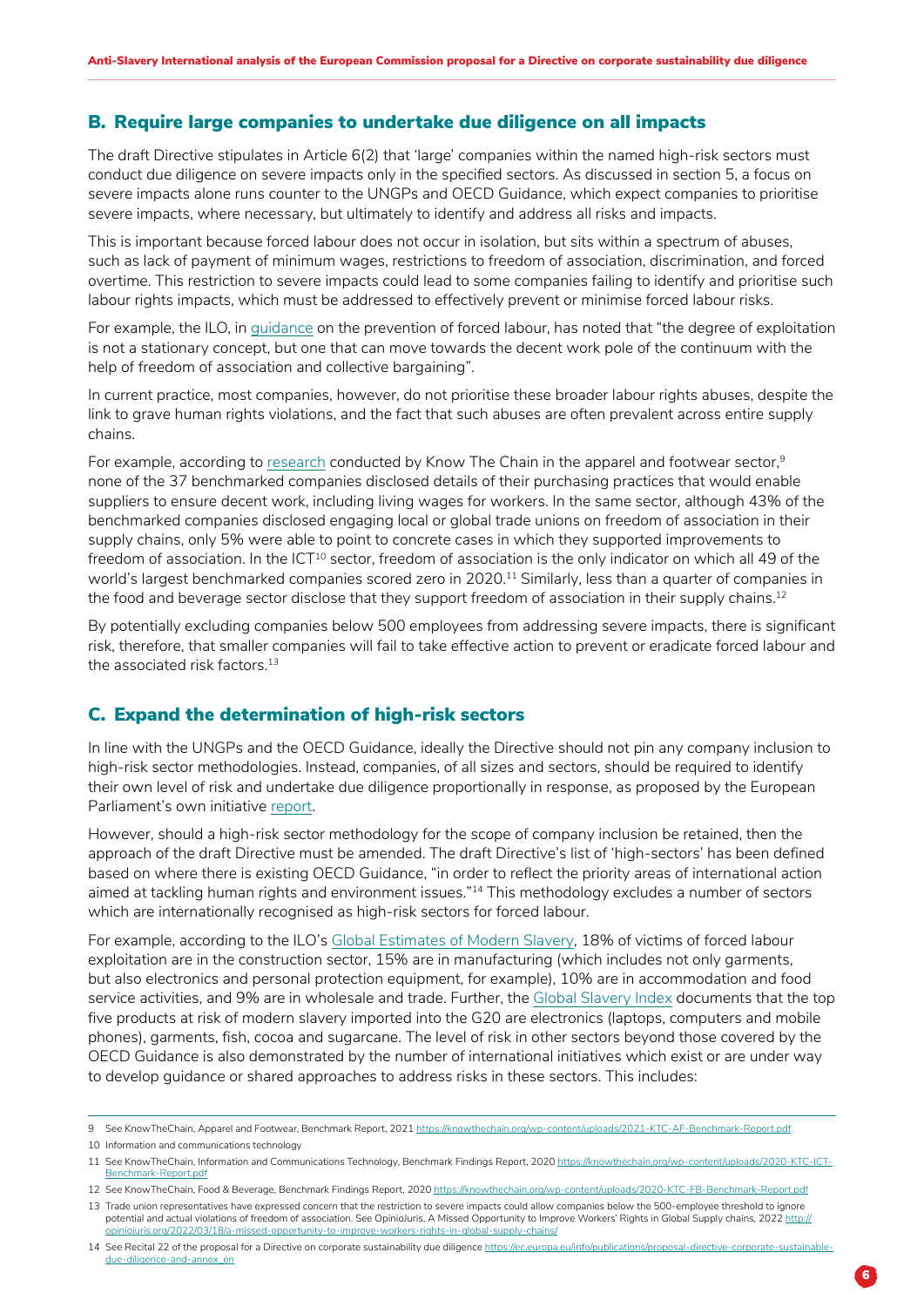## B. Require large companies to undertake due diligence on all impacts

The draft Directive stipulates in Article 6(2) that 'large' companies within the named high-risk sectors must conduct due diligence on severe impacts only in the specified sectors. As discussed in section 5, a focus on severe impacts alone runs counter to the UNGPs and OECD Guidance, which expect companies to prioritise severe impacts, where necessary, but ultimately to identify and address all risks and impacts.

This is important because forced labour does not occur in isolation, but sits within a spectrum of abuses, such as lack of payment of minimum wages, restrictions to freedom of association, discrimination, and forced overtime. This restriction to severe impacts could lead to some companies failing to identify and prioritise such labour rights impacts, which must be addressed to effectively prevent or minimise forced labour risks.

For example, the ILO, in guidance on the prevention of forced labour, has noted that "the degree of exploitation is not a stationary concept, but one that can move towards the decent work pole of the continuum with the help of freedom of association and collective bargaining".

In current practice, most companies, however, do not prioritise these broader labour rights abuses, despite the link to grave human rights violations, and the fact that such abuses are often prevalent across entire supply chains.

For example, according to research conducted by Know The Chain in the apparel and footwear sector,[9] none of the 37 benchmarked companies disclosed details of their purchasing practices that would enable suppliers to ensure decent work, including living wages for workers. In the same sector, although 43% of the benchmarked companies disclosed engaging local or global trade unions on freedom of association in their supply chains, only 5% were able to point to concrete cases in which they supported improvements to freedom of association. In the ICT[10] sector, freedom of association is the only indicator on which all 49 of the world's largest benchmarked companies scored zero in 2020.[11] Similarly, less than a quarter of companies in the food and beverage sector disclose that they support freedom of association in their supply chains.[12]

By potentially excluding companies below 500 employees from addressing severe impacts, there is significant risk, therefore, that smaller companies will fail to take effective action to prevent or eradicate forced labour and the associated risk factors.[13]

## C. Expand the determination of high-risk sectors

In line with the UNGPs and the OECD Guidance, ideally the Directive should not pin any company inclusion to high-risk sector methodologies. Instead, companies, of all sizes and sectors, should be required to identify their own level of risk and undertake due diligence proportionally in response, as proposed by the European Parliament's own initiative report.

However, should a high-risk sector methodology for the scope of company inclusion be retained, then the approach of the draft Directive must be amended. The draft Directive's list of 'high-sectors' has been defined based on where there is existing OECD Guidance, "in order to reflect the priority areas of international action aimed at tackling human rights and environment issues."[14] This methodology excludes a number of sectors which are internationally recognised as high-risk sectors for forced labour.

For example, according to the ILO's Global Estimates of Modern Slavery, 18% of victims of forced labour exploitation are in the construction sector, 15% are in manufacturing (which includes not only garments, but also electronics and personal protection equipment, for example), 10% are in accommodation and food service activities, and 9% are in wholesale and trade. Further, the Global Slavery Index documents that the top five products at risk of modern slavery imported into the G20 are electronics (laptops, computers and mobile phones), garments, fish, cocoa and sugarcane. The level of risk in other sectors beyond those covered by the OECD Guidance is also demonstrated by the number of international initiatives which exist or are under way to develop guidance or shared approaches to address risks in these sectors. This includes:

---

9 See KnowTheChain, Apparel and Footwear, Benchmark Report, 2021 https://knowthechain.org/wp-content/uploads/2021-KTC-AF-Benchmark-Report.pdf

10 Information and communications technology

11 See KnowTheChain, Information and Communications Technology, Benchmark Findings Report, 2020 https://knowthechain.org/wp-content/uploads/2020-KTC-ICT-Benchmark-Report.pdf

12 See KnowTheChain, Food & Beverage, Benchmark Findings Report, 2020 https://knowthechain.org/wp-content/uploads/2020-KTC-FB-Benchmark-Report.pdf

13 Trade union representatives have expressed concern that the restriction to severe impacts could allow companies below the 500-employee threshold to ignore potential and actual violations of freedom of association. See OpinioJuris, A Missed Opportunity to Improve Workers' Rights in Global Supply chains, 2022 http://opiniojuris.org/2022/03/18/a-missed-opportunity-to-improve-workers-rights-in-global-supply-chains/

14 See Recital 22 of the proposal for a Directive on corporate sustainability due diligence https://ec.europa.eu/info/publications/proposal-directive-corporate-sustainable-due-diligence-and-annex_en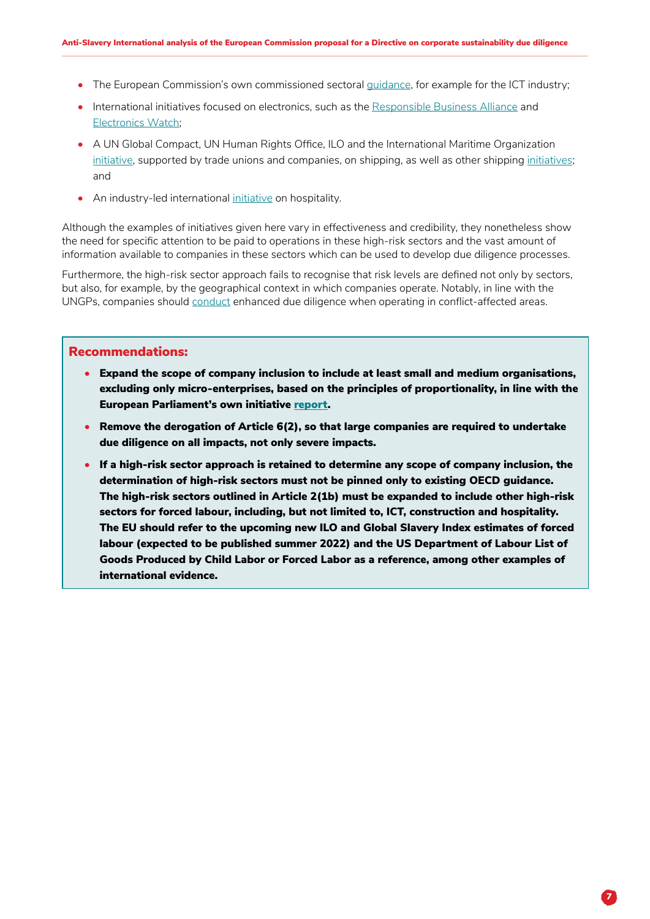- The European Commission's own commissioned sectoral guidance, for example for the ICT industry;
- International initiatives focused on electronics, such as the Responsible Business Alliance and Electronics Watch;
- A UN Global Compact, UN Human Rights Office, ILO and the International Maritime Organization initiative, supported by trade unions and companies, on shipping, as well as other shipping initiatives; and
- An industry-led international initiative on hospitality.

Although the examples of initiatives given here vary in effectiveness and credibility, they nonetheless show the need for specific attention to be paid to operations in these high-risk sectors and the vast amount of information available to companies in these sectors which can be used to develop due diligence processes.

Furthermore, the high-risk sector approach fails to recognise that risk levels are defined not only by sectors, but also, for example, by the geographical context in which companies operate. Notably, in line with the UNGPs, companies should conduct enhanced due diligence when operating in conflict-affected areas.

## Recommendations:

- **Expand the scope of company inclusion to include at least small and medium organisations, excluding only micro-enterprises, based on the principles of proportionality, in line with the European Parliament's own initiative report.**
- **Remove the derogation of Article 6(2), so that large companies are required to undertake due diligence on all impacts, not only severe impacts.**
- **If a high-risk sector approach is retained to determine any scope of company inclusion, the determination of high-risk sectors must not be pinned only to existing OECD guidance. The high-risk sectors outlined in Article 2(1b) must be expanded to include other high-risk sectors for forced labour, including, but not limited to, ICT, construction and hospitality. The EU should refer to the upcoming new ILO and Global Slavery Index estimates of forced labour (expected to be published summer 2022) and the US Department of Labour List of Goods Produced by Child Labor or Forced Labor as a reference, among other examples of international evidence.**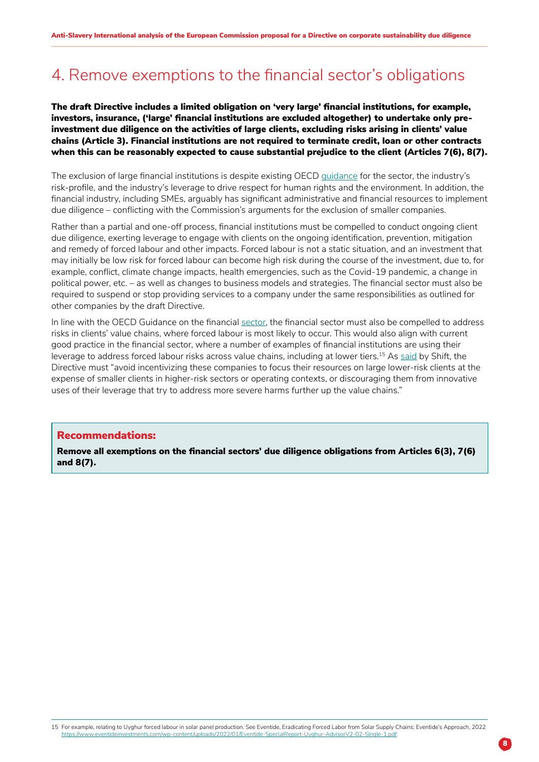# 4. Remove exemptions to the financial sector's obligations

**The draft Directive includes a limited obligation on 'very large' financial institutions, for example, investors, insurance, ('large' financial institutions are excluded altogether) to undertake only pre-investment due diligence on the activities of large clients, excluding risks arising in clients' value chains (Article 3). Financial institutions are not required to terminate credit, loan or other contracts when this can be reasonably expected to cause substantial prejudice to the client (Articles 7(6), 8(7).**

The exclusion of large financial institutions is despite existing OECD guidance for the sector, the industry's risk-profile, and the industry's leverage to drive respect for human rights and the environment. In addition, the financial industry, including SMEs, arguably has significant administrative and financial resources to implement due diligence – conflicting with the Commission's arguments for the exclusion of smaller companies.

Rather than a partial and one-off process, financial institutions must be compelled to conduct ongoing client due diligence, exerting leverage to engage with clients on the ongoing identification, prevention, mitigation and remedy of forced labour and other impacts. Forced labour is not a static situation, and an investment that may initially be low risk for forced labour can become high risk during the course of the investment, due to, for example, conflict, climate change impacts, health emergencies, such as the Covid-19 pandemic, a change in political power, etc. – as well as changes to business models and strategies. The financial sector must also be required to suspend or stop providing services to a company under the same responsibilities as outlined for other companies by the draft Directive.

In line with the OECD Guidance on the financial sector, the financial sector must also be compelled to address risks in clients' value chains, where forced labour is most likely to occur. This would also align with current good practice in the financial sector, where a number of examples of financial institutions are using their leverage to address forced labour risks across value chains, including at lower tiers.[15] As said by Shift, the Directive must "avoid incentivizing these companies to focus their resources on large lower-risk clients at the expense of smaller clients in higher-risk sectors or operating contexts, or discouraging them from innovative uses of their leverage that try to address more severe harms further up the value chains."

## Recommendations:

**Remove all exemptions on the financial sectors' due diligence obligations from Articles 6(3), 7(6) and 8(7).**

---

15 For example, relating to Uyghur forced labour in solar panel production. See Eventide, Eradicating Forced Labor from Solar Supply Chains: Eventide's Approach, 2022 https://www.eventideinvestments.com/wp-content/uploads/2022/01/Eventide-SpecialReport-Uyghur-AdvisorV2-02-Single-1.pdf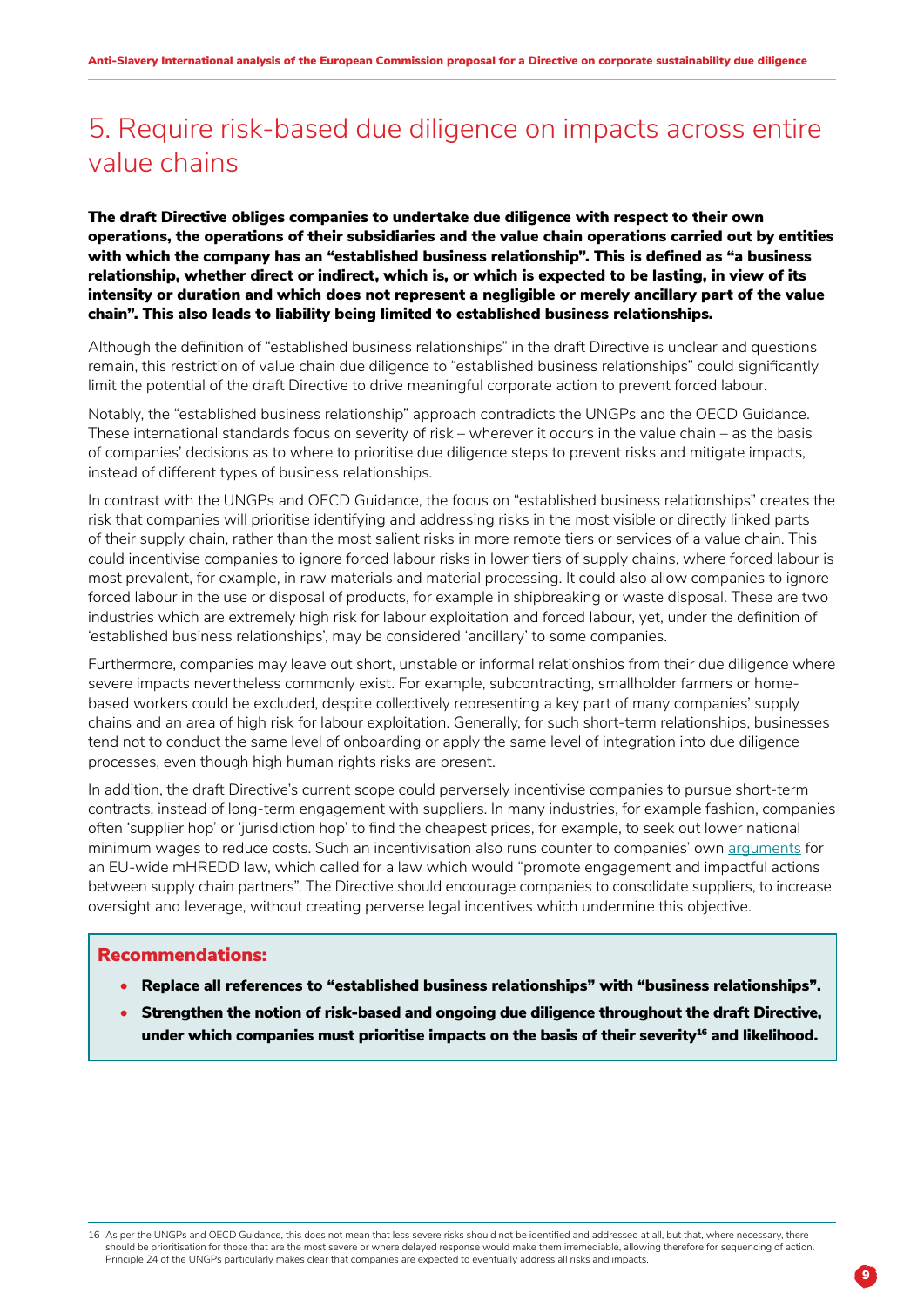# 5. Require risk-based due diligence on impacts across entire value chains

**The draft Directive obliges companies to undertake due diligence with respect to their own operations, the operations of their subsidiaries and the value chain operations carried out by entities with which the company has an "established business relationship". This is defined as "a business relationship, whether direct or indirect, which is, or which is expected to be lasting, in view of its intensity or duration and which does not represent a negligible or merely ancillary part of the value chain". This also leads to liability being limited to established business relationships.**

Although the definition of "established business relationships" in the draft Directive is unclear and questions remain, this restriction of value chain due diligence to "established business relationships" could significantly limit the potential of the draft Directive to drive meaningful corporate action to prevent forced labour.

Notably, the "established business relationship" approach contradicts the UNGPs and the OECD Guidance. These international standards focus on severity of risk – wherever it occurs in the value chain – as the basis of companies' decisions as to where to prioritise due diligence steps to prevent risks and mitigate impacts, instead of different types of business relationships.

In contrast with the UNGPs and OECD Guidance, the focus on "established business relationships" creates the risk that companies will prioritise identifying and addressing risks in the most visible or directly linked parts of their supply chain, rather than the most salient risks in more remote tiers or services of a value chain. This could incentivise companies to ignore forced labour risks in lower tiers of supply chains, where forced labour is most prevalent, for example, in raw materials and material processing. It could also allow companies to ignore forced labour in the use or disposal of products, for example in shipbreaking or waste disposal. These are two industries which are extremely high risk for labour exploitation and forced labour, yet, under the definition of 'established business relationships', may be considered 'ancillary' to some companies.

Furthermore, companies may leave out short, unstable or informal relationships from their due diligence where severe impacts nevertheless commonly exist. For example, subcontracting, smallholder farmers or home-based workers could be excluded, despite collectively representing a key part of many companies' supply chains and an area of high risk for labour exploitation. Generally, for such short-term relationships, businesses tend not to conduct the same level of onboarding or apply the same level of integration into due diligence processes, even though high human rights risks are present.

In addition, the draft Directive's current scope could perversely incentivise companies to pursue short-term contracts, instead of long-term engagement with suppliers. In many industries, for example fashion, companies often 'supplier hop' or 'jurisdiction hop' to find the cheapest prices, for example, to seek out lower national minimum wages to reduce costs. Such an incentivisation also runs counter to companies' own arguments for an EU-wide mHREDD law, which called for a law which would "promote engagement and impactful actions between supply chain partners". The Directive should encourage companies to consolidate suppliers, to increase oversight and leverage, without creating perverse legal incentives which undermine this objective.

## Recommendations:

- **Replace all references to "established business relationships" with "business relationships".**
- **Strengthen the notion of risk-based and ongoing due diligence throughout the draft Directive, under which companies must prioritise impacts on the basis of their severity[16] and likelihood.**

---

16 As per the UNGPs and OECD Guidance, this does not mean that less severe risks should not be identified and addressed at all, but that, where necessary, there should be prioritisation for those that are the most severe or where delayed response would make them irremediable, allowing therefore for sequencing of action. Principle 24 of the UNGPs particularly makes clear that companies are expected to eventually address all risks and impacts.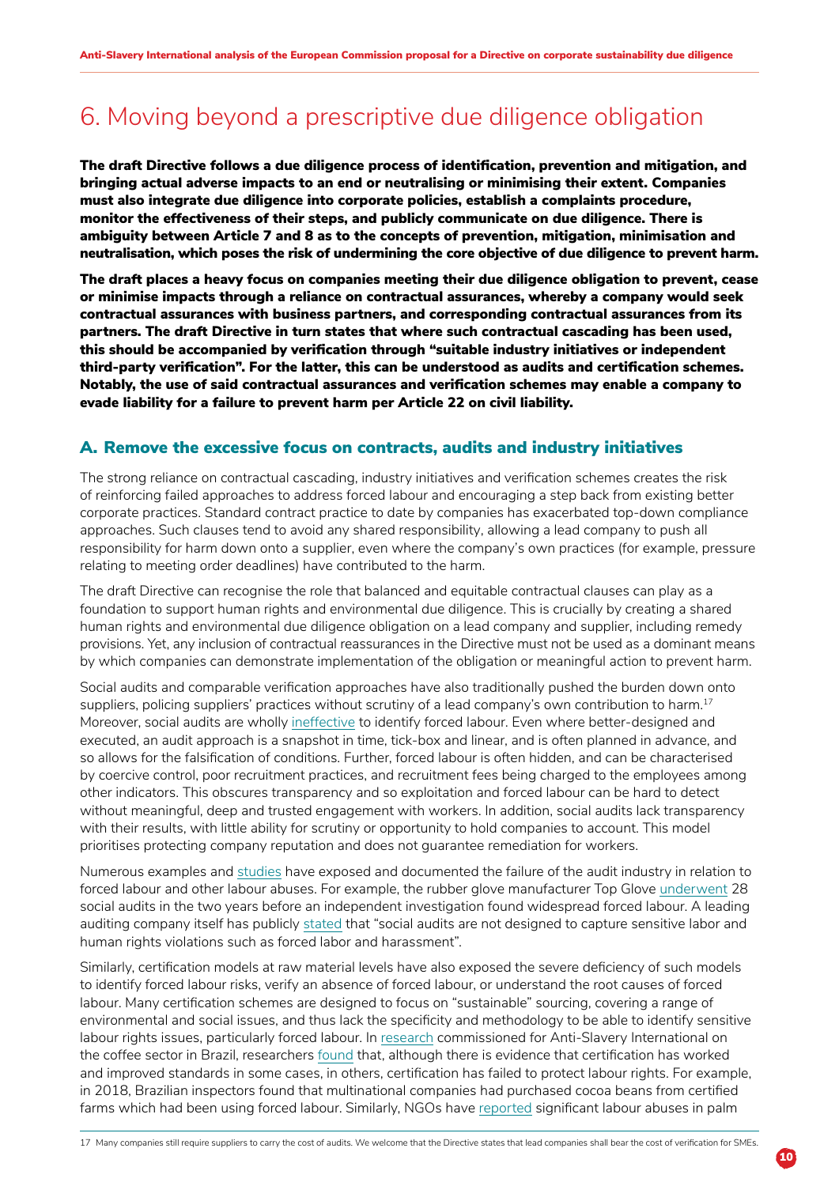# 6. Moving beyond a prescriptive due diligence obligation

**The draft Directive follows a due diligence process of identification, prevention and mitigation, and bringing actual adverse impacts to an end or neutralising or minimising their extent. Companies must also integrate due diligence into corporate policies, establish a complaints procedure, monitor the effectiveness of their steps, and publicly communicate on due diligence. There is ambiguity between Article 7 and 8 as to the concepts of prevention, mitigation, minimisation and neutralisation, which poses the risk of undermining the core objective of due diligence to prevent harm.**

**The draft places a heavy focus on companies meeting their due diligence obligation to prevent, cease or minimise impacts through a reliance on contractual assurances, whereby a company would seek contractual assurances with business partners, and corresponding contractual assurances from its partners. The draft Directive in turn states that where such contractual cascading has been used, this should be accompanied by verification through "suitable industry initiatives or independent third-party verification". For the latter, this can be understood as audits and certification schemes. Notably, the use of said contractual assurances and verification schemes may enable a company to evade liability for a failure to prevent harm per Article 22 on civil liability.**

## A. Remove the excessive focus on contracts, audits and industry initiatives

The strong reliance on contractual cascading, industry initiatives and verification schemes creates the risk of reinforcing failed approaches to address forced labour and encouraging a step back from existing better corporate practices. Standard contract practice to date by companies has exacerbated top-down compliance approaches. Such clauses tend to avoid any shared responsibility, allowing a lead company to push all responsibility for harm down onto a supplier, even where the company's own practices (for example, pressure relating to meeting order deadlines) have contributed to the harm.

The draft Directive can recognise the role that balanced and equitable contractual clauses can play as a foundation to support human rights and environmental due diligence. This is crucially by creating a shared human rights and environmental due diligence obligation on a lead company and supplier, including remedy provisions. Yet, any inclusion of contractual reassurances in the Directive must not be used as a dominant means by which companies can demonstrate implementation of the obligation or meaningful action to prevent harm.

Social audits and comparable verification approaches have also traditionally pushed the burden down onto suppliers, policing suppliers' practices without scrutiny of a lead company's own contribution to harm.[17] Moreover, social audits are wholly ineffective to identify forced labour. Even where better-designed and executed, an audit approach is a snapshot in time, tick-box and linear, and is often planned in advance, and so allows for the falsification of conditions. Further, forced labour is often hidden, and can be characterised by coercive control, poor recruitment practices, and recruitment fees being charged to the employees among other indicators. This obscures transparency and so exploitation and forced labour can be hard to detect without meaningful, deep and trusted engagement with workers. In addition, social audits lack transparency with their results, with little ability for scrutiny or opportunity to hold companies to account. This model prioritises protecting company reputation and does not guarantee remediation for workers.

Numerous examples and studies have exposed and documented the failure of the audit industry in relation to forced labour and other labour abuses. For example, the rubber glove manufacturer Top Glove underwent 28 social audits in the two years before an independent investigation found widespread forced labour. A leading auditing company itself has publicly stated that "social audits are not designed to capture sensitive labor and human rights violations such as forced labor and harassment".

Similarly, certification models at raw material levels have also exposed the severe deficiency of such models to identify forced labour risks, verify an absence of forced labour, or understand the root causes of forced labour. Many certification schemes are designed to focus on "sustainable" sourcing, covering a range of environmental and social issues, and thus lack the specificity and methodology to be able to identify sensitive labour rights issues, particularly forced labour. In research commissioned for Anti-Slavery International on the coffee sector in Brazil, researchers found that, although there is evidence that certification has worked and improved standards in some cases, in others, certification has failed to protect labour rights. For example, in 2018, Brazilian inspectors found that multinational companies had purchased cocoa beans from certified farms which had been using forced labour. Similarly, NGOs have reported significant labour abuses in palm

[17] Many companies still require suppliers to carry the cost of audits. We welcome that the Directive states that lead companies shall bear the cost of verification for SMEs.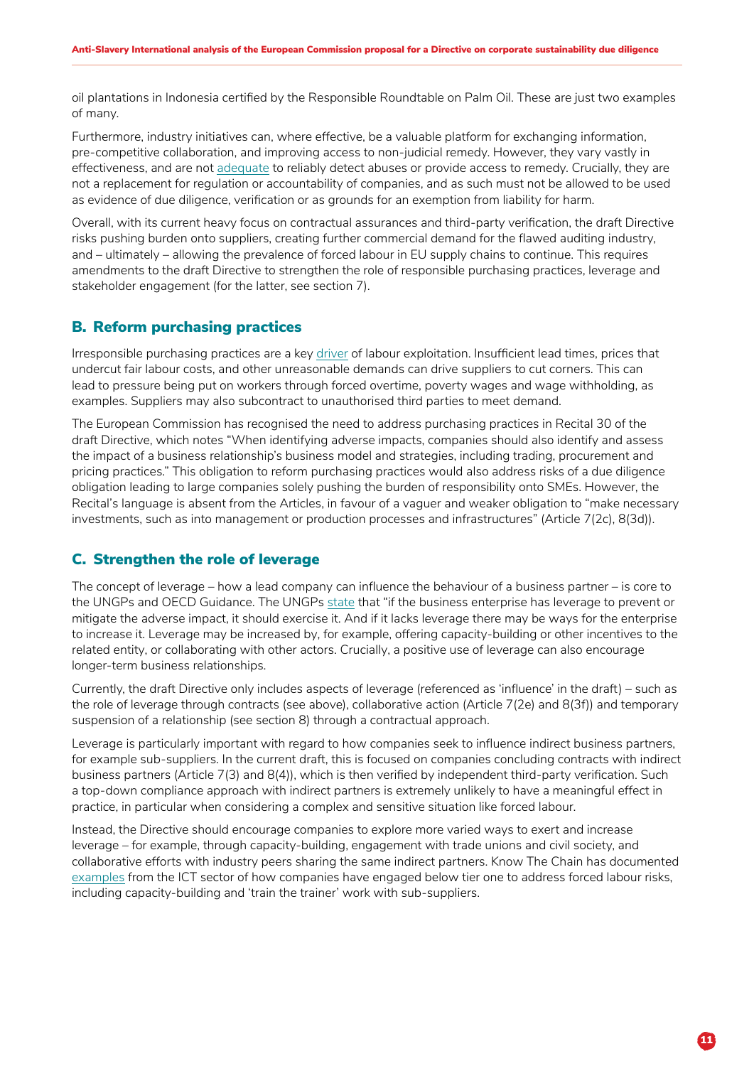oil plantations in Indonesia certified by the Responsible Roundtable on Palm Oil. These are just two examples of many.

Furthermore, industry initiatives can, where effective, be a valuable platform for exchanging information, pre-competitive collaboration, and improving access to non-judicial remedy. However, they vary vastly in effectiveness, and are not adequate to reliably detect abuses or provide access to remedy. Crucially, they are not a replacement for regulation or accountability of companies, and as such must not be allowed to be used as evidence of due diligence, verification or as grounds for an exemption from liability for harm.

Overall, with its current heavy focus on contractual assurances and third-party verification, the draft Directive risks pushing burden onto suppliers, creating further commercial demand for the flawed auditing industry, and – ultimately – allowing the prevalence of forced labour in EU supply chains to continue. This requires amendments to the draft Directive to strengthen the role of responsible purchasing practices, leverage and stakeholder engagement (for the latter, see section 7).

## B. Reform purchasing practices

Irresponsible purchasing practices are a key driver of labour exploitation. Insufficient lead times, prices that undercut fair labour costs, and other unreasonable demands can drive suppliers to cut corners. This can lead to pressure being put on workers through forced overtime, poverty wages and wage withholding, as examples. Suppliers may also subcontract to unauthorised third parties to meet demand.

The European Commission has recognised the need to address purchasing practices in Recital 30 of the draft Directive, which notes "When identifying adverse impacts, companies should also identify and assess the impact of a business relationship's business model and strategies, including trading, procurement and pricing practices." This obligation to reform purchasing practices would also address risks of a due diligence obligation leading to large companies solely pushing the burden of responsibility onto SMEs. However, the Recital's language is absent from the Articles, in favour of a vaguer and weaker obligation to "make necessary investments, such as into management or production processes and infrastructures" (Article 7(2c), 8(3d)).

## C. Strengthen the role of leverage

The concept of leverage – how a lead company can influence the behaviour of a business partner – is core to the UNGPs and OECD Guidance. The UNGPs state that "if the business enterprise has leverage to prevent or mitigate the adverse impact, it should exercise it. And if it lacks leverage there may be ways for the enterprise to increase it. Leverage may be increased by, for example, offering capacity-building or other incentives to the related entity, or collaborating with other actors. Crucially, a positive use of leverage can also encourage longer-term business relationships.

Currently, the draft Directive only includes aspects of leverage (referenced as 'influence' in the draft) – such as the role of leverage through contracts (see above), collaborative action (Article 7(2e) and 8(3f)) and temporary suspension of a relationship (see section 8) through a contractual approach.

Leverage is particularly important with regard to how companies seek to influence indirect business partners, for example sub-suppliers. In the current draft, this is focused on companies concluding contracts with indirect business partners (Article 7(3) and 8(4)), which is then verified by independent third-party verification. Such a top-down compliance approach with indirect partners is extremely unlikely to have a meaningful effect in practice, in particular when considering a complex and sensitive situation like forced labour.

Instead, the Directive should encourage companies to explore more varied ways to exert and increase leverage – for example, through capacity-building, engagement with trade unions and civil society, and collaborative efforts with industry peers sharing the same indirect partners. Know The Chain has documented examples from the ICT sector of how companies have engaged below tier one to address forced labour risks, including capacity-building and 'train the trainer' work with sub-suppliers.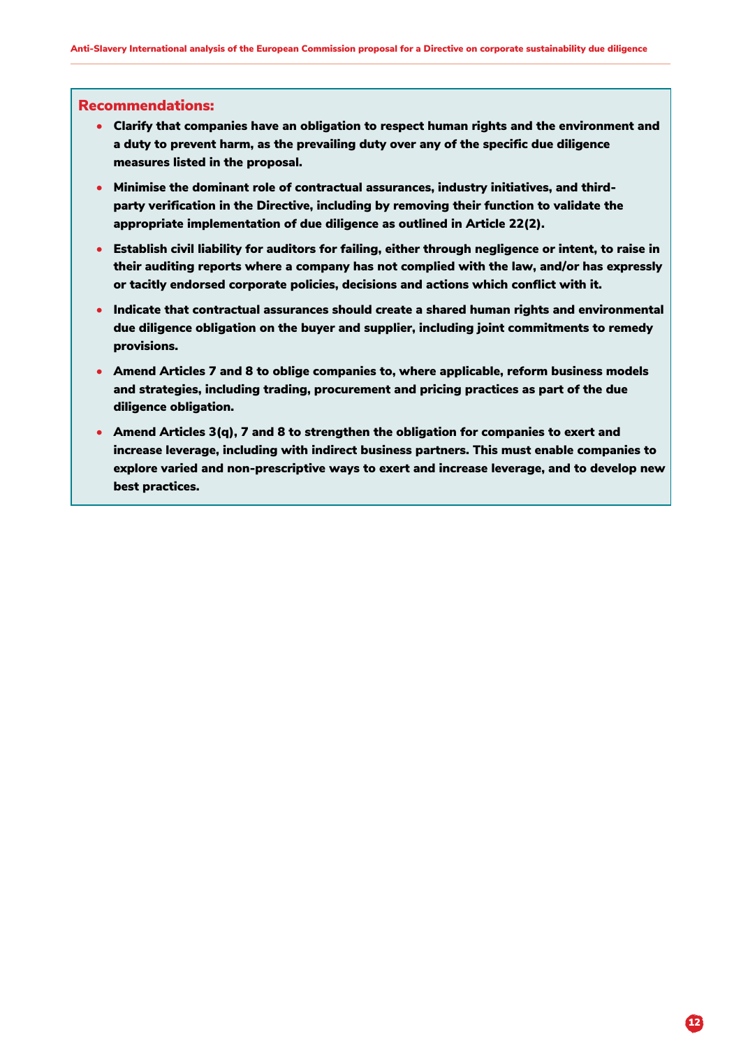## Recommendations:

- **Clarify that companies have an obligation to respect human rights and the environment and a duty to prevent harm, as the prevailing duty over any of the specific due diligence measures listed in the proposal.**
- **Minimise the dominant role of contractual assurances, industry initiatives, and third-party verification in the Directive, including by removing their function to validate the appropriate implementation of due diligence as outlined in Article 22(2).**
- **Establish civil liability for auditors for failing, either through negligence or intent, to raise in their auditing reports where a company has not complied with the law, and/or has expressly or tacitly endorsed corporate policies, decisions and actions which conflict with it.**
- **Indicate that contractual assurances should create a shared human rights and environmental due diligence obligation on the buyer and supplier, including joint commitments to remedy provisions.**
- **Amend Articles 7 and 8 to oblige companies to, where applicable, reform business models and strategies, including trading, procurement and pricing practices as part of the due diligence obligation.**
- **Amend Articles 3(q), 7 and 8 to strengthen the obligation for companies to exert and increase leverage, including with indirect business partners. This must enable companies to explore varied and non-prescriptive ways to exert and increase leverage, and to develop new best practices.**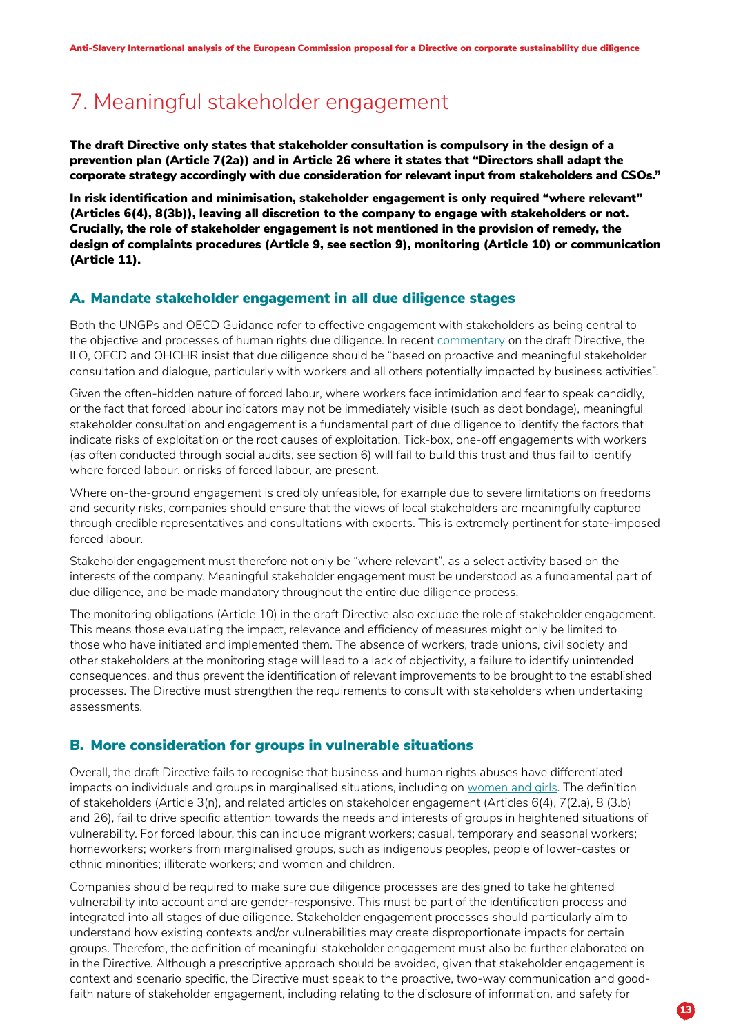# 7. Meaningful stakeholder engagement

**The draft Directive only states that stakeholder consultation is compulsory in the design of a prevention plan (Article 7(2a)) and in Article 26 where it states that "Directors shall adapt the corporate strategy accordingly with due consideration for relevant input from stakeholders and CSOs."**

**In risk identification and minimisation, stakeholder engagement is only required "where relevant" (Articles 6(4), 8(3b)), leaving all discretion to the company to engage with stakeholders or not. Crucially, the role of stakeholder engagement is not mentioned in the provision of remedy, the design of complaints procedures (Article 9, see section 9), monitoring (Article 10) or communication (Article 11).**

## A. Mandate stakeholder engagement in all due diligence stages

Both the UNGPs and OECD Guidance refer to effective engagement with stakeholders as being central to the objective and processes of human rights due diligence. In recent commentary on the draft Directive, the ILO, OECD and OHCHR insist that due diligence should be "based on proactive and meaningful stakeholder consultation and dialogue, particularly with workers and all others potentially impacted by business activities".

Given the often-hidden nature of forced labour, where workers face intimidation and fear to speak candidly, or the fact that forced labour indicators may not be immediately visible (such as debt bondage), meaningful stakeholder consultation and engagement is a fundamental part of due diligence to identify the factors that indicate risks of exploitation or the root causes of exploitation. Tick-box, one-off engagements with workers (as often conducted through social audits, see section 6) will fail to build this trust and thus fail to identify where forced labour, or risks of forced labour, are present.

Where on-the-ground engagement is credibly unfeasible, for example due to severe limitations on freedoms and security risks, companies should ensure that the views of local stakeholders are meaningfully captured through credible representatives and consultations with experts. This is extremely pertinent for state-imposed forced labour.

Stakeholder engagement must therefore not only be "where relevant", as a select activity based on the interests of the company. Meaningful stakeholder engagement must be understood as a fundamental part of due diligence, and be made mandatory throughout the entire due diligence process.

The monitoring obligations (Article 10) in the draft Directive also exclude the role of stakeholder engagement. This means those evaluating the impact, relevance and efficiency of measures might only be limited to those who have initiated and implemented them. The absence of workers, trade unions, civil society and other stakeholders at the monitoring stage will lead to a lack of objectivity, a failure to identify unintended consequences, and thus prevent the identification of relevant improvements to be brought to the established processes. The Directive must strengthen the requirements to consult with stakeholders when undertaking assessments.

## B. More consideration for groups in vulnerable situations

Overall, the draft Directive fails to recognise that business and human rights abuses have differentiated impacts on individuals and groups in marginalised situations, including on women and girls. The definition of stakeholders (Article 3(n), and related articles on stakeholder engagement (Articles 6(4), 7(2.a), 8 (3.b) and 26), fail to drive specific attention towards the needs and interests of groups in heightened situations of vulnerability. For forced labour, this can include migrant workers; casual, temporary and seasonal workers; homeworkers; workers from marginalised groups, such as indigenous peoples, people of lower-castes or ethnic minorities; illiterate workers; and women and children.

Companies should be required to make sure due diligence processes are designed to take heightened vulnerability into account and are gender-responsive. This must be part of the identification process and integrated into all stages of due diligence. Stakeholder engagement processes should particularly aim to understand how existing contexts and/or vulnerabilities may create disproportionate impacts for certain groups. Therefore, the definition of meaningful stakeholder engagement must also be further elaborated on in the Directive. Although a prescriptive approach should be avoided, given that stakeholder engagement is context and scenario specific, the Directive must speak to the proactive, two-way communication and good-faith nature of stakeholder engagement, including relating to the disclosure of information, and safety for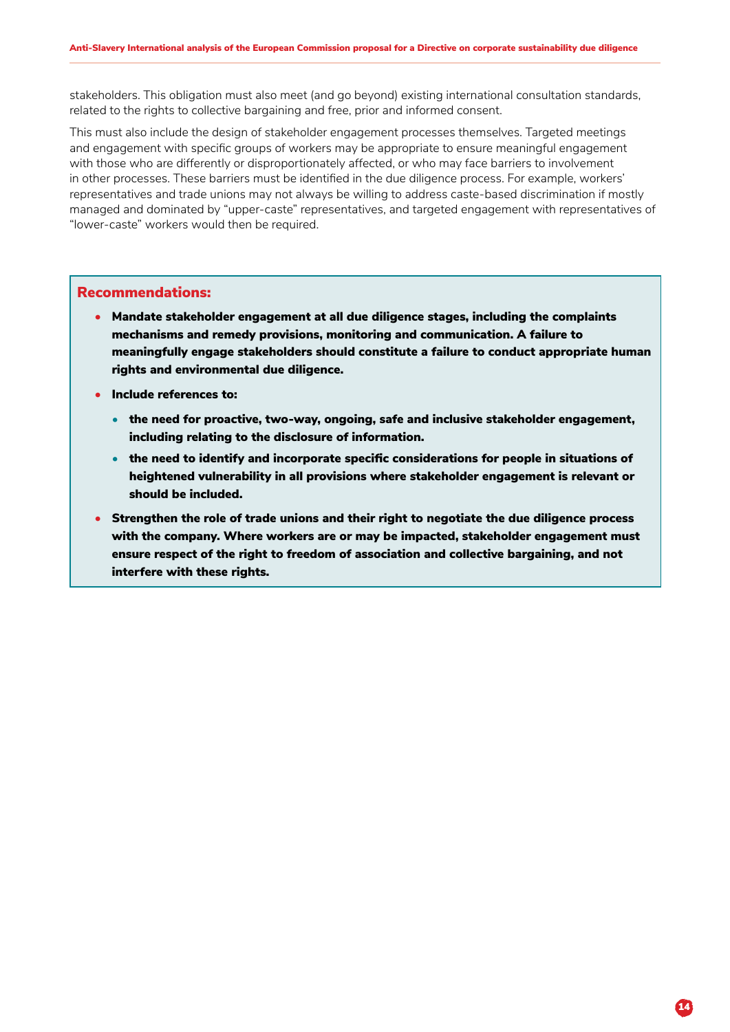stakeholders. This obligation must also meet (and go beyond) existing international consultation standards, related to the rights to collective bargaining and free, prior and informed consent.

This must also include the design of stakeholder engagement processes themselves. Targeted meetings and engagement with specific groups of workers may be appropriate to ensure meaningful engagement with those who are differently or disproportionately affected, or who may face barriers to involvement in other processes. These barriers must be identified in the due diligence process. For example, workers' representatives and trade unions may not always be willing to address caste-based discrimination if mostly managed and dominated by "upper-caste" representatives, and targeted engagement with representatives of "lower-caste" workers would then be required.

## Recommendations:

- **Mandate stakeholder engagement at all due diligence stages, including the complaints mechanisms and remedy provisions, monitoring and communication. A failure to meaningfully engage stakeholders should constitute a failure to conduct appropriate human rights and environmental due diligence.**
- **Include references to:**
  - **the need for proactive, two-way, ongoing, safe and inclusive stakeholder engagement, including relating to the disclosure of information.**
  - **the need to identify and incorporate specific considerations for people in situations of heightened vulnerability in all provisions where stakeholder engagement is relevant or should be included.**
- **Strengthen the role of trade unions and their right to negotiate the due diligence process with the company. Where workers are or may be impacted, stakeholder engagement must ensure respect of the right to freedom of association and collective bargaining, and not interfere with these rights.**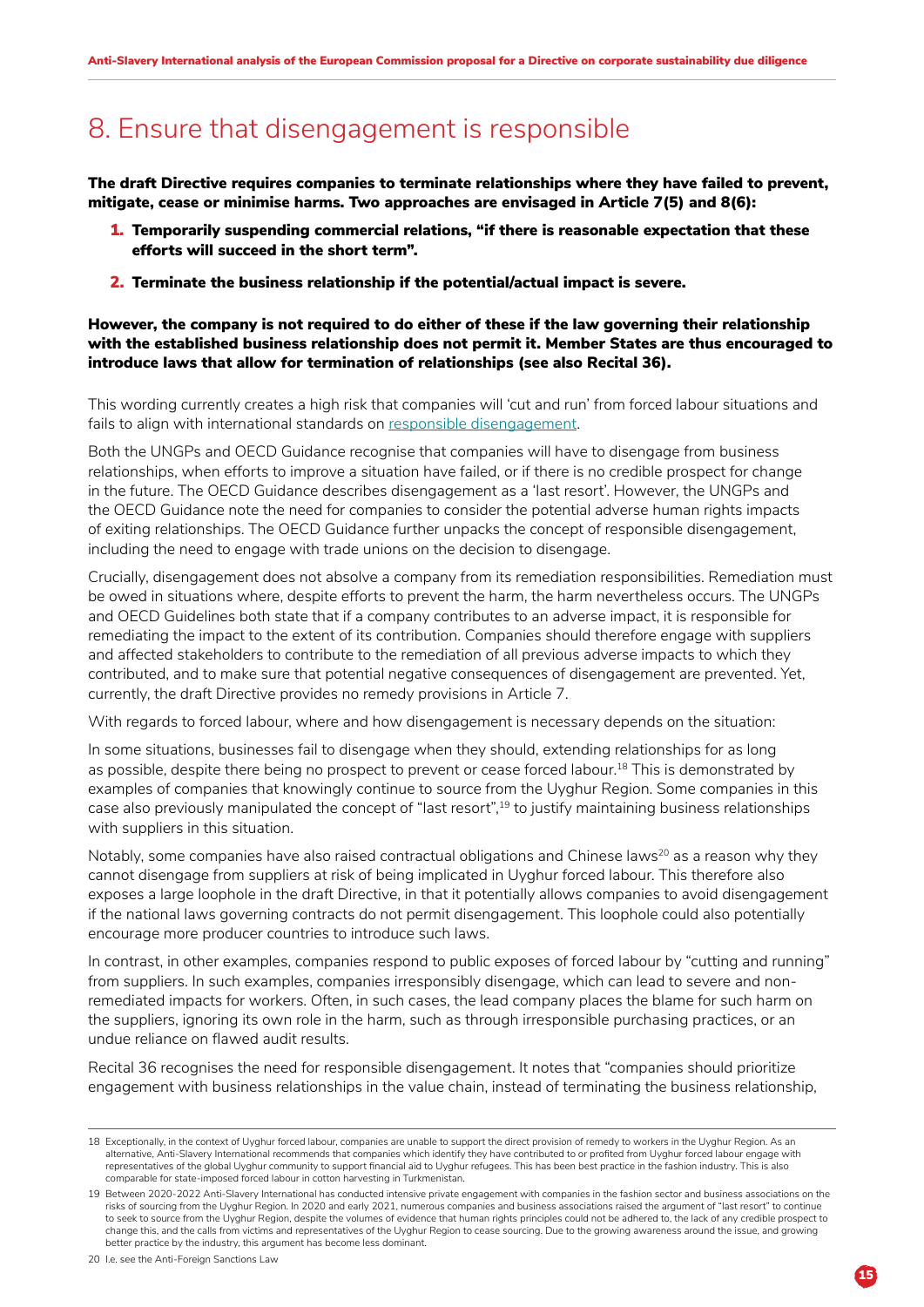# 8. Ensure that disengagement is responsible

**The draft Directive requires companies to terminate relationships where they have failed to prevent, mitigate, cease or minimise harms. Two approaches are envisaged in Article 7(5) and 8(6):**

1. **Temporarily suspending commercial relations, "if there is reasonable expectation that these efforts will succeed in the short term".**
2. **Terminate the business relationship if the potential/actual impact is severe.**

**However, the company is not required to do either of these if the law governing their relationship with the established business relationship does not permit it. Member States are thus encouraged to introduce laws that allow for termination of relationships (see also Recital 36).**

This wording currently creates a high risk that companies will 'cut and run' from forced labour situations and fails to align with international standards on responsible disengagement.

Both the UNGPs and OECD Guidance recognise that companies will have to disengage from business relationships, when efforts to improve a situation have failed, or if there is no credible prospect for change in the future. The OECD Guidance describes disengagement as a 'last resort'. However, the UNGPs and the OECD Guidance note the need for companies to consider the potential adverse human rights impacts of exiting relationships. The OECD Guidance further unpacks the concept of responsible disengagement, including the need to engage with trade unions on the decision to disengage.

Crucially, disengagement does not absolve a company from its remediation responsibilities. Remediation must be owed in situations where, despite efforts to prevent the harm, the harm nevertheless occurs. The UNGPs and OECD Guidelines both state that if a company contributes to an adverse impact, it is responsible for remediating the impact to the extent of its contribution. Companies should therefore engage with suppliers and affected stakeholders to contribute to the remediation of all previous adverse impacts to which they contributed, and to make sure that potential negative consequences of disengagement are prevented. Yet, currently, the draft Directive provides no remedy provisions in Article 7.

With regards to forced labour, where and how disengagement is necessary depends on the situation:

In some situations, businesses fail to disengage when they should, extending relationships for as long as possible, despite there being no prospect to prevent or cease forced labour.[18] This is demonstrated by examples of companies that knowingly continue to source from the Uyghur Region. Some companies in this case also previously manipulated the concept of "last resort",[19] to justify maintaining business relationships with suppliers in this situation.

Notably, some companies have also raised contractual obligations and Chinese laws[20] as a reason why they cannot disengage from suppliers at risk of being implicated in Uyghur forced labour. This therefore also exposes a large loophole in the draft Directive, in that it potentially allows companies to avoid disengagement if the national laws governing contracts do not permit disengagement. This loophole could also potentially encourage more producer countries to introduce such laws.

In contrast, in other examples, companies respond to public exposes of forced labour by "cutting and running" from suppliers. In such examples, companies irresponsibly disengage, which can lead to severe and non-remediated impacts for workers. Often, in such cases, the lead company places the blame for such harm on the suppliers, ignoring its own role in the harm, such as through irresponsible purchasing practices, or an undue reliance on flawed audit results.

Recital 36 recognises the need for responsible disengagement. It notes that "companies should prioritize engagement with business relationships in the value chain, instead of terminating the business relationship,

---

18 Exceptionally, in the context of Uyghur forced labour, companies are unable to support the direct provision of remedy to workers in the Uyghur Region. As an alternative, Anti-Slavery International recommends that companies which identify they have contributed to or profited from Uyghur forced labour engage with representatives of the global Uyghur community to support financial aid to Uyghur refugees. This has been best practice in the fashion industry. This is also comparable for state-imposed forced labour in cotton harvesting in Turkmenistan.

19 Between 2020-2022 Anti-Slavery International has conducted intensive private engagement with companies in the fashion sector and business associations on the risks of sourcing from the Uyghur Region. In 2020 and early 2021, numerous companies and business associations raised the argument of "last resort" to continue to seek to source from the Uyghur Region, despite the volumes of evidence that human rights principles could not be adhered to, the lack of any credible prospect to change this, and the calls from victims and representatives of the Uyghur Region to cease sourcing. Due to the growing awareness around the issue, and growing better practice by the industry, this argument has become less dominant.

20 I.e. see the Anti-Foreign Sanctions Law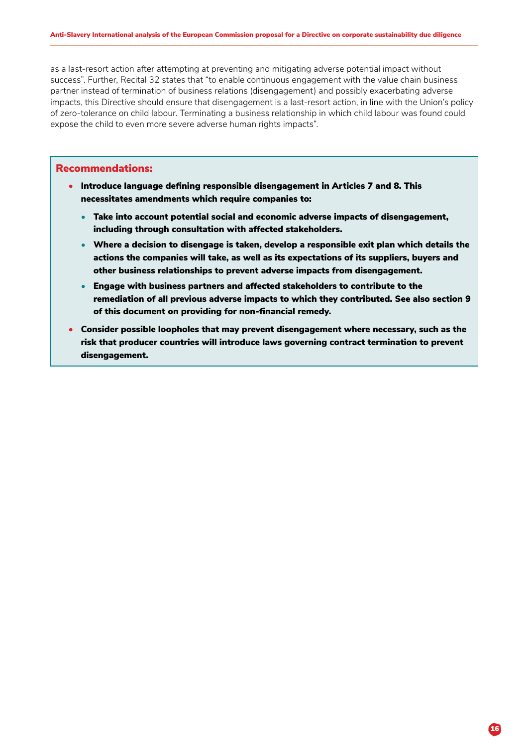as a last-resort action after attempting at preventing and mitigating adverse potential impact without success". Further, Recital 32 states that "to enable continuous engagement with the value chain business partner instead of termination of business relations (disengagement) and possibly exacerbating adverse impacts, this Directive should ensure that disengagement is a last-resort action, in line with the Union's policy of zero-tolerance on child labour. Terminating a business relationship in which child labour was found could expose the child to even more severe adverse human rights impacts".

## Recommendations:

- **Introduce language defining responsible disengagement in Articles 7 and 8. This necessitates amendments which require companies to:**
  - **Take into account potential social and economic adverse impacts of disengagement, including through consultation with affected stakeholders.**
  - **Where a decision to disengage is taken, develop a responsible exit plan which details the actions the companies will take, as well as its expectations of its suppliers, buyers and other business relationships to prevent adverse impacts from disengagement.**
  - **Engage with business partners and affected stakeholders to contribute to the remediation of all previous adverse impacts to which they contributed. See also section 9 of this document on providing for non-financial remedy.**
- **Consider possible loopholes that may prevent disengagement where necessary, such as the risk that producer countries will introduce laws governing contract termination to prevent disengagement.**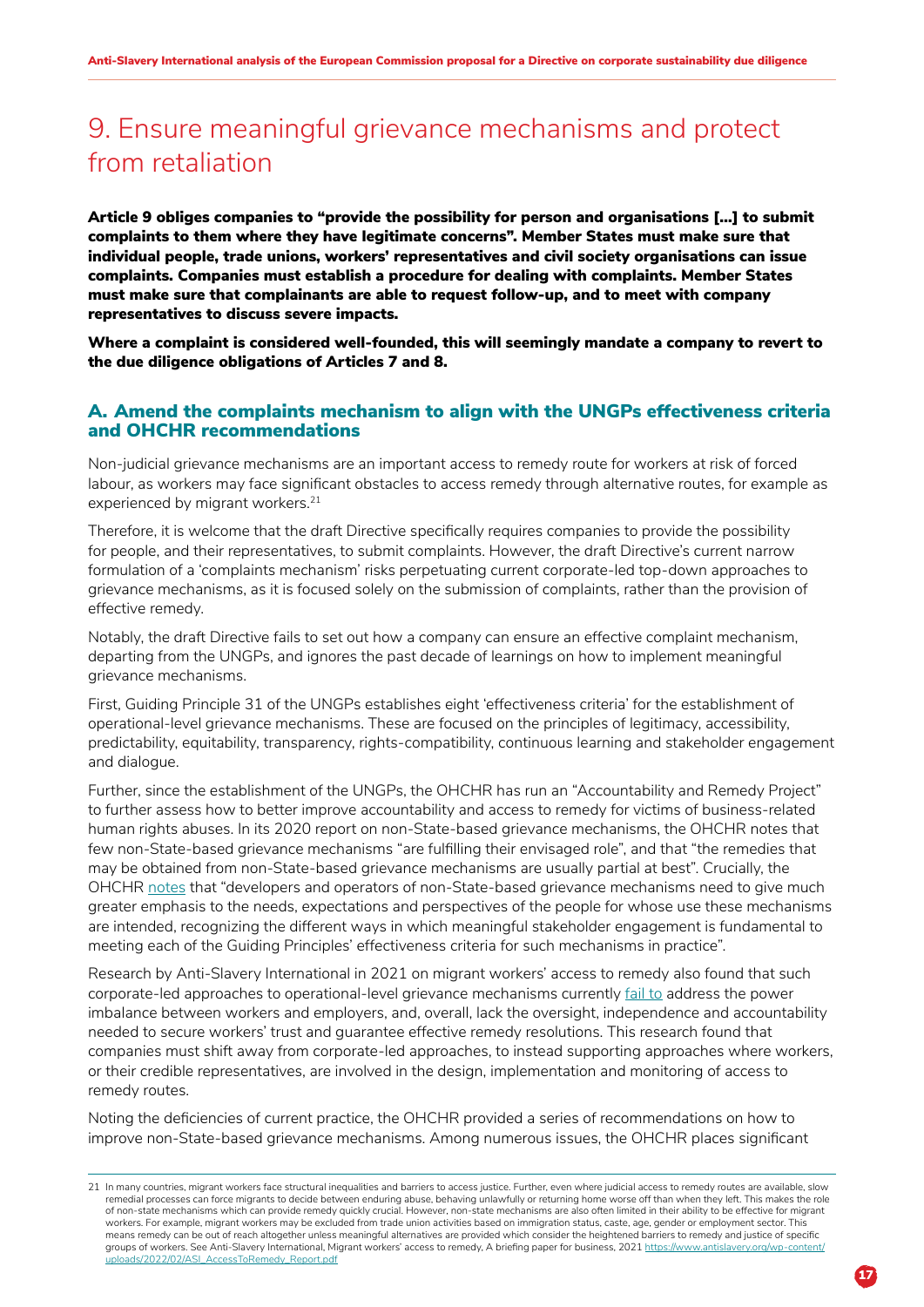# 9. Ensure meaningful grievance mechanisms and protect from retaliation

**Article 9 obliges companies to "provide the possibility for person and organisations […] to submit complaints to them where they have legitimate concerns". Member States must make sure that individual people, trade unions, workers' representatives and civil society organisations can issue complaints. Companies must establish a procedure for dealing with complaints. Member States must make sure that complainants are able to request follow-up, and to meet with company representatives to discuss severe impacts.**

**Where a complaint is considered well-founded, this will seemingly mandate a company to revert to the due diligence obligations of Articles 7 and 8.**

## A. Amend the complaints mechanism to align with the UNGPs effectiveness criteria and OHCHR recommendations

Non-judicial grievance mechanisms are an important access to remedy route for workers at risk of forced labour, as workers may face significant obstacles to access remedy through alternative routes, for example as experienced by migrant workers.[21]

Therefore, it is welcome that the draft Directive specifically requires companies to provide the possibility for people, and their representatives, to submit complaints. However, the draft Directive's current narrow formulation of a 'complaints mechanism' risks perpetuating current corporate-led top-down approaches to grievance mechanisms, as it is focused solely on the submission of complaints, rather than the provision of effective remedy.

Notably, the draft Directive fails to set out how a company can ensure an effective complaint mechanism, departing from the UNGPs, and ignores the past decade of learnings on how to implement meaningful grievance mechanisms.

First, Guiding Principle 31 of the UNGPs establishes eight 'effectiveness criteria' for the establishment of operational-level grievance mechanisms. These are focused on the principles of legitimacy, accessibility, predictability, equitability, transparency, rights-compatibility, continuous learning and stakeholder engagement and dialogue.

Further, since the establishment of the UNGPs, the OHCHR has run an "Accountability and Remedy Project" to further assess how to better improve accountability and access to remedy for victims of business-related human rights abuses. In its 2020 report on non-State-based grievance mechanisms, the OHCHR notes that few non-State-based grievance mechanisms "are fulfilling their envisaged role", and that "the remedies that may be obtained from non-State-based grievance mechanisms are usually partial at best". Crucially, the OHCHR notes that "developers and operators of non-State-based grievance mechanisms need to give much greater emphasis to the needs, expectations and perspectives of the people for whose use these mechanisms are intended, recognizing the different ways in which meaningful stakeholder engagement is fundamental to meeting each of the Guiding Principles' effectiveness criteria for such mechanisms in practice".

Research by Anti-Slavery International in 2021 on migrant workers' access to remedy also found that such corporate-led approaches to operational-level grievance mechanisms currently fail to address the power imbalance between workers and employers, and, overall, lack the oversight, independence and accountability needed to secure workers' trust and guarantee effective remedy resolutions. This research found that companies must shift away from corporate-led approaches, to instead supporting approaches where workers, or their credible representatives, are involved in the design, implementation and monitoring of access to remedy routes.

Noting the deficiencies of current practice, the OHCHR provided a series of recommendations on how to improve non-State-based grievance mechanisms. Among numerous issues, the OHCHR places significant

---

21 In many countries, migrant workers face structural inequalities and barriers to access justice. Further, even where judicial access to remedy routes are available, slow remedial processes can force migrants to decide between enduring abuse, behaving unlawfully or returning home worse off than when they left. This makes the role of non-state mechanisms which can provide remedy quickly crucial. However, non-state mechanisms are also often limited in their ability to be effective for migrant workers. For example, migrant workers may be excluded from trade union activities based on immigration status, caste, age, gender or employment sector. This means remedy can be out of reach altogether unless meaningful alternatives are provided which consider the heightened barriers to remedy and justice of specific groups of workers. See Anti-Slavery International, Migrant workers' access to remedy, A briefing paper for business, 2021 https://www.antislavery.org/wp-content/uploads/2022/02/ASI_AccessToRemedy_Report.pdf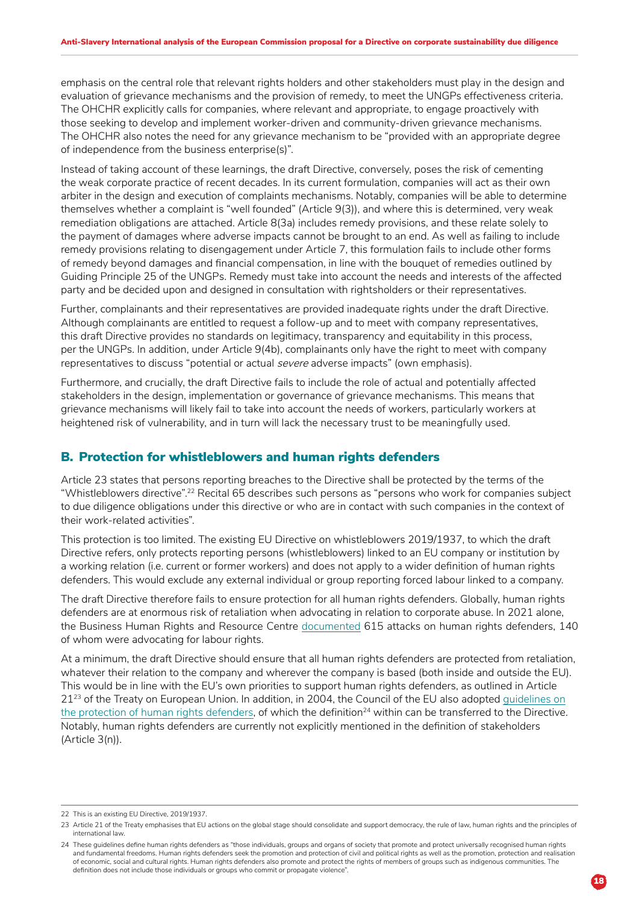emphasis on the central role that relevant rights holders and other stakeholders must play in the design and evaluation of grievance mechanisms and the provision of remedy, to meet the UNGPs effectiveness criteria. The OHCHR explicitly calls for companies, where relevant and appropriate, to engage proactively with those seeking to develop and implement worker-driven and community-driven grievance mechanisms. The OHCHR also notes the need for any grievance mechanism to be "provided with an appropriate degree of independence from the business enterprise(s)".

Instead of taking account of these learnings, the draft Directive, conversely, poses the risk of cementing the weak corporate practice of recent decades. In its current formulation, companies will act as their own arbiter in the design and execution of complaints mechanisms. Notably, companies will be able to determine themselves whether a complaint is "well founded" (Article 9(3)), and where this is determined, very weak remediation obligations are attached. Article 8(3a) includes remedy provisions, and these relate solely to the payment of damages where adverse impacts cannot be brought to an end. As well as failing to include remedy provisions relating to disengagement under Article 7, this formulation fails to include other forms of remedy beyond damages and financial compensation, in line with the bouquet of remedies outlined by Guiding Principle 25 of the UNGPs. Remedy must take into account the needs and interests of the affected party and be decided upon and designed in consultation with rightsholders or their representatives.

Further, complainants and their representatives are provided inadequate rights under the draft Directive. Although complainants are entitled to request a follow-up and to meet with company representatives, this draft Directive provides no standards on legitimacy, transparency and equitability in this process, per the UNGPs. In addition, under Article 9(4b), complainants only have the right to meet with company representatives to discuss "potential or actual *severe* adverse impacts" (own emphasis).

Furthermore, and crucially, the draft Directive fails to include the role of actual and potentially affected stakeholders in the design, implementation or governance of grievance mechanisms. This means that grievance mechanisms will likely fail to take into account the needs of workers, particularly workers at heightened risk of vulnerability, and in turn will lack the necessary trust to be meaningfully used.

## B. Protection for whistleblowers and human rights defenders

Article 23 states that persons reporting breaches to the Directive shall be protected by the terms of the "Whistleblowers directive".[22] Recital 65 describes such persons as "persons who work for companies subject to due diligence obligations under this directive or who are in contact with such companies in the context of their work-related activities".

This protection is too limited. The existing EU Directive on whistleblowers 2019/1937, to which the draft Directive refers, only protects reporting persons (whistleblowers) linked to an EU company or institution by a working relation (i.e. current or former workers) and does not apply to a wider definition of human rights defenders. This would exclude any external individual or group reporting forced labour linked to a company.

The draft Directive therefore fails to ensure protection for all human rights defenders. Globally, human rights defenders are at enormous risk of retaliation when advocating in relation to corporate abuse. In 2021 alone, the Business Human Rights and Resource Centre documented 615 attacks on human rights defenders, 140 of whom were advocating for labour rights.

At a minimum, the draft Directive should ensure that all human rights defenders are protected from retaliation, whatever their relation to the company and wherever the company is based (both inside and outside the EU). This would be in line with the EU's own priorities to support human rights defenders, as outlined in Article 21[23] of the Treaty on European Union. In addition, in 2004, the Council of the EU also adopted guidelines on the protection of human rights defenders, of which the definition[24] within can be transferred to the Directive. Notably, human rights defenders are currently not explicitly mentioned in the definition of stakeholders (Article 3(n)).

---

22 This is an existing EU Directive, 2019/1937.

23 Article 21 of the Treaty emphasises that EU actions on the global stage should consolidate and support democracy, the rule of law, human rights and the principles of international law.

24 These guidelines define human rights defenders as "those individuals, groups and organs of society that promote and protect universally recognised human rights and fundamental freedoms. Human rights defenders seek the promotion and protection of civil and political rights as well as the promotion, protection and realisation of economic, social and cultural rights. Human rights defenders also promote and protect the rights of members of groups such as indigenous communities. The definition does not include those individuals or groups who commit or propagate violence".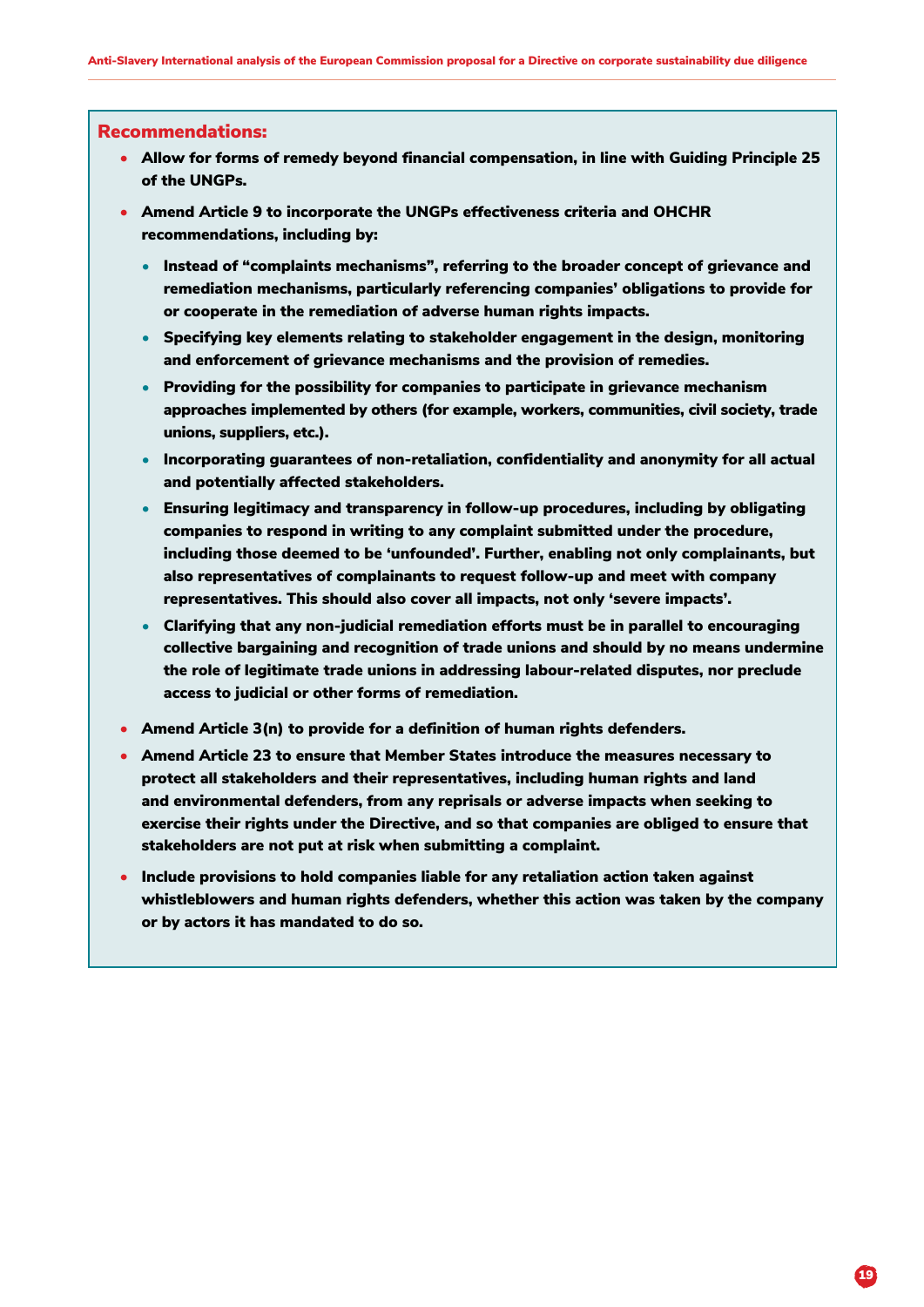## Recommendations:

- **Allow for forms of remedy beyond financial compensation, in line with Guiding Principle 25 of the UNGPs.**
- **Amend Article 9 to incorporate the UNGPs effectiveness criteria and OHCHR recommendations, including by:**
  - **Instead of "complaints mechanisms", referring to the broader concept of grievance and remediation mechanisms, particularly referencing companies' obligations to provide for or cooperate in the remediation of adverse human rights impacts.**
  - **Specifying key elements relating to stakeholder engagement in the design, monitoring and enforcement of grievance mechanisms and the provision of remedies.**
  - **Providing for the possibility for companies to participate in grievance mechanism approaches implemented by others (for example, workers, communities, civil society, trade unions, suppliers, etc.).**
  - **Incorporating guarantees of non-retaliation, confidentiality and anonymity for all actual and potentially affected stakeholders.**
  - **Ensuring legitimacy and transparency in follow-up procedures, including by obligating companies to respond in writing to any complaint submitted under the procedure, including those deemed to be 'unfounded'. Further, enabling not only complainants, but also representatives of complainants to request follow-up and meet with company representatives. This should also cover all impacts, not only 'severe impacts'.**
  - **Clarifying that any non-judicial remediation efforts must be in parallel to encouraging collective bargaining and recognition of trade unions and should by no means undermine the role of legitimate trade unions in addressing labour-related disputes, nor preclude access to judicial or other forms of remediation.**
- **Amend Article 3(n) to provide for a definition of human rights defenders.**
- **Amend Article 23 to ensure that Member States introduce the measures necessary to protect all stakeholders and their representatives, including human rights and land and environmental defenders, from any reprisals or adverse impacts when seeking to exercise their rights under the Directive, and so that companies are obliged to ensure that stakeholders are not put at risk when submitting a complaint.**
- **Include provisions to hold companies liable for any retaliation action taken against whistleblowers and human rights defenders, whether this action was taken by the company or by actors it has mandated to do so.**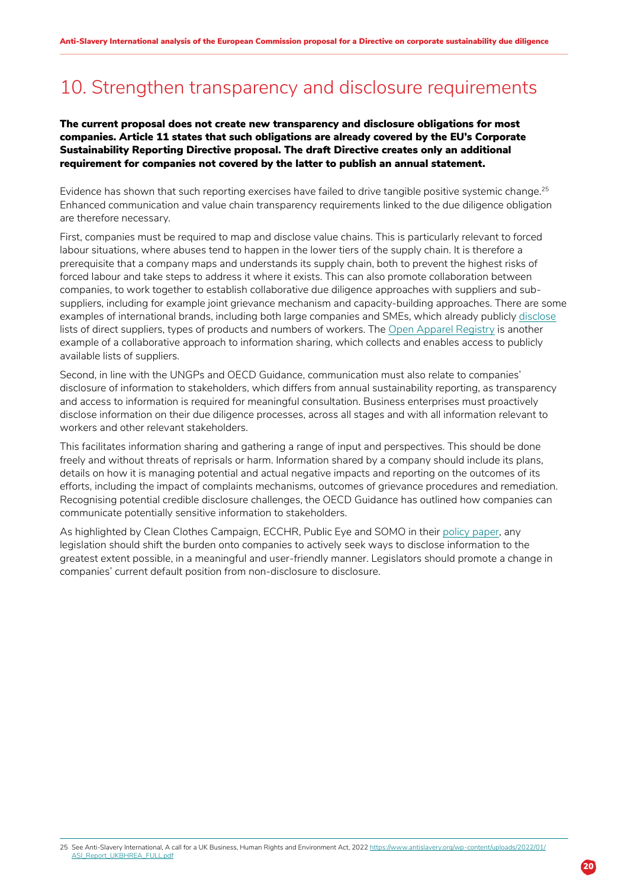# 10. Strengthen transparency and disclosure requirements

**The current proposal does not create new transparency and disclosure obligations for most companies. Article 11 states that such obligations are already covered by the EU's Corporate Sustainability Reporting Directive proposal. The draft Directive creates only an additional requirement for companies not covered by the latter to publish an annual statement.**

Evidence has shown that such reporting exercises have failed to drive tangible positive systemic change.[25] Enhanced communication and value chain transparency requirements linked to the due diligence obligation are therefore necessary.

First, companies must be required to map and disclose value chains. This is particularly relevant to forced labour situations, where abuses tend to happen in the lower tiers of the supply chain. It is therefore a prerequisite that a company maps and understands its supply chain, both to prevent the highest risks of forced labour and take steps to address it where it exists. This can also promote collaboration between companies, to work together to establish collaborative due diligence approaches with suppliers and sub-suppliers, including for example joint grievance mechanism and capacity-building approaches. There are some examples of international brands, including both large companies and SMEs, which already publicly disclose lists of direct suppliers, types of products and numbers of workers. The Open Apparel Registry is another example of a collaborative approach to information sharing, which collects and enables access to publicly available lists of suppliers.

Second, in line with the UNGPs and OECD Guidance, communication must also relate to companies' disclosure of information to stakeholders, which differs from annual sustainability reporting, as transparency and access to information is required for meaningful consultation. Business enterprises must proactively disclose information on their due diligence processes, across all stages and with all information relevant to workers and other relevant stakeholders.

This facilitates information sharing and gathering a range of input and perspectives. This should be done freely and without threats of reprisals or harm. Information shared by a company should include its plans, details on how it is managing potential and actual negative impacts and reporting on the outcomes of its efforts, including the impact of complaints mechanisms, outcomes of grievance procedures and remediation. Recognising potential credible disclosure challenges, the OECD Guidance has outlined how companies can communicate potentially sensitive information to stakeholders.

As highlighted by Clean Clothes Campaign, ECCHR, Public Eye and SOMO in their policy paper, any legislation should shift the burden onto companies to actively seek ways to disclose information to the greatest extent possible, in a meaningful and user-friendly manner. Legislators should promote a change in companies' current default position from non-disclosure to disclosure.

25 See Anti-Slavery International, A call for a UK Business, Human Rights and Environment Act, 2022 https://www.antislavery.org/wp-content/uploads/2022/01/ASI_Report_UKBHREA_FULL.pdf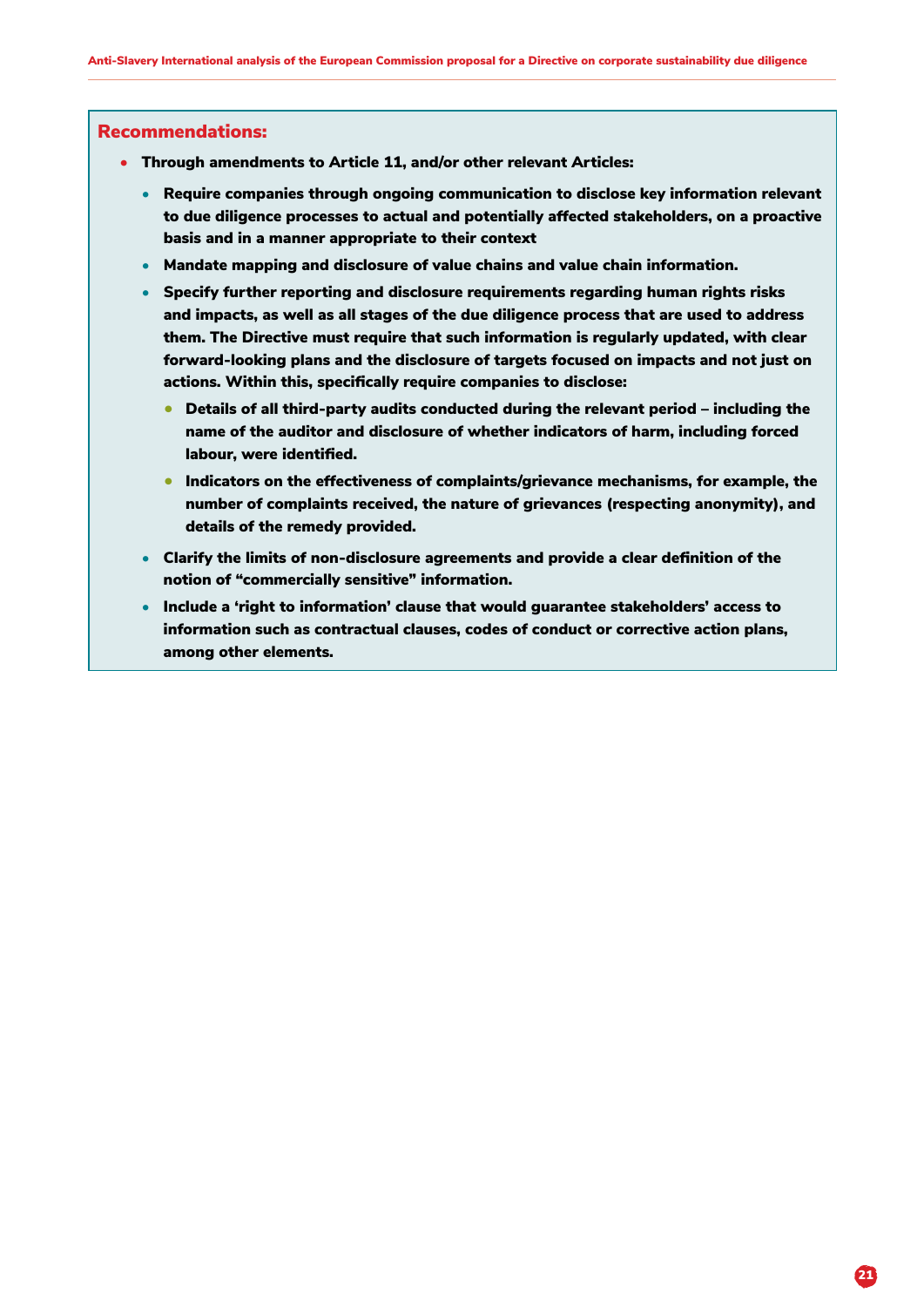## Recommendations:

- **Through amendments to Article 11, and/or other relevant Articles:**
  - **Require companies through ongoing communication to disclose key information relevant to due diligence processes to actual and potentially affected stakeholders, on a proactive basis and in a manner appropriate to their context**
  - **Mandate mapping and disclosure of value chains and value chain information.**
  - **Specify further reporting and disclosure requirements regarding human rights risks and impacts, as well as all stages of the due diligence process that are used to address them. The Directive must require that such information is regularly updated, with clear forward-looking plans and the disclosure of targets focused on impacts and not just on actions. Within this, specifically require companies to disclose:**
    - **Details of all third-party audits conducted during the relevant period – including the name of the auditor and disclosure of whether indicators of harm, including forced labour, were identified.**
    - **Indicators on the effectiveness of complaints/grievance mechanisms, for example, the number of complaints received, the nature of grievances (respecting anonymity), and details of the remedy provided.**
  - **Clarify the limits of non-disclosure agreements and provide a clear definition of the notion of "commercially sensitive" information.**
  - **Include a 'right to information' clause that would guarantee stakeholders' access to information such as contractual clauses, codes of conduct or corrective action plans, among other elements.**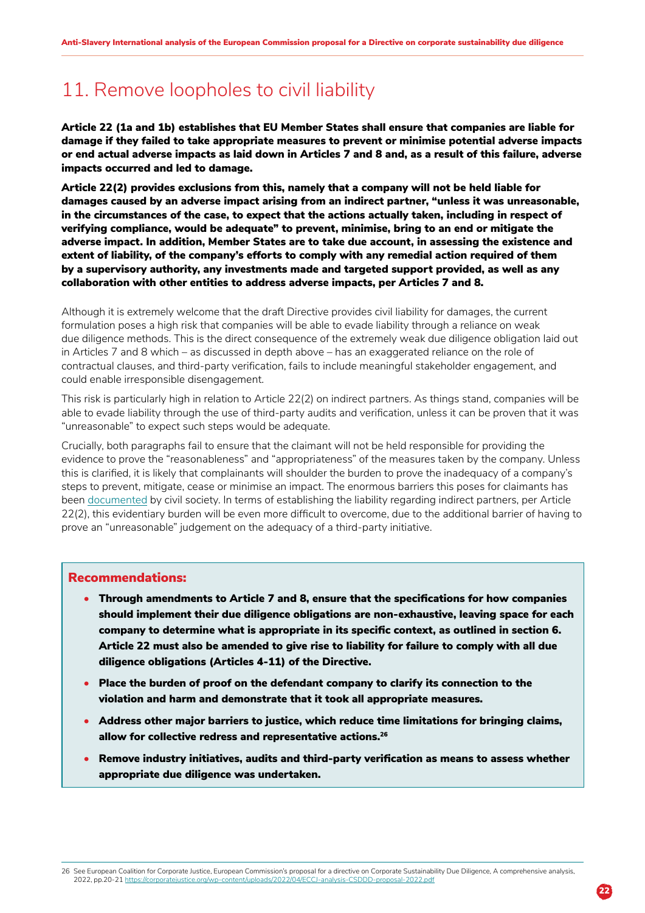# 11. Remove loopholes to civil liability

**Article 22 (1a and 1b) establishes that EU Member States shall ensure that companies are liable for damage if they failed to take appropriate measures to prevent or minimise potential adverse impacts or end actual adverse impacts as laid down in Articles 7 and 8 and, as a result of this failure, adverse impacts occurred and led to damage.**

**Article 22(2) provides exclusions from this, namely that a company will not be held liable for damages caused by an adverse impact arising from an indirect partner, "unless it was unreasonable, in the circumstances of the case, to expect that the actions actually taken, including in respect of verifying compliance, would be adequate" to prevent, minimise, bring to an end or mitigate the adverse impact. In addition, Member States are to take due account, in assessing the existence and extent of liability, of the company's efforts to comply with any remedial action required of them by a supervisory authority, any investments made and targeted support provided, as well as any collaboration with other entities to address adverse impacts, per Articles 7 and 8.**

Although it is extremely welcome that the draft Directive provides civil liability for damages, the current formulation poses a high risk that companies will be able to evade liability through a reliance on weak due diligence methods. This is the direct consequence of the extremely weak due diligence obligation laid out in Articles 7 and 8 which – as discussed in depth above – has an exaggerated reliance on the role of contractual clauses, and third-party verification, fails to include meaningful stakeholder engagement, and could enable irresponsible disengagement.

This risk is particularly high in relation to Article 22(2) on indirect partners. As things stand, companies will be able to evade liability through the use of third-party audits and verification, unless it can be proven that it was "unreasonable" to expect such steps would be adequate.

Crucially, both paragraphs fail to ensure that the claimant will not be held responsible for providing the evidence to prove the "reasonableness" and "appropriateness" of the measures taken by the company. Unless this is clarified, it is likely that complainants will shoulder the burden to prove the inadequacy of a company's steps to prevent, mitigate, cease or minimise an impact. The enormous barriers this poses for claimants has been documented by civil society. In terms of establishing the liability regarding indirect partners, per Article 22(2), this evidentiary burden will be even more difficult to overcome, due to the additional barrier of having to prove an "unreasonable" judgement on the adequacy of a third-party initiative.

## Recommendations:

- **Through amendments to Article 7 and 8, ensure that the specifications for how companies should implement their due diligence obligations are non-exhaustive, leaving space for each company to determine what is appropriate in its specific context, as outlined in section 6. Article 22 must also be amended to give rise to liability for failure to comply with all due diligence obligations (Articles 4-11) of the Directive.**
- **Place the burden of proof on the defendant company to clarify its connection to the violation and harm and demonstrate that it took all appropriate measures.**
- **Address other major barriers to justice, which reduce time limitations for bringing claims, allow for collective redress and representative actions.[26]**
- **Remove industry initiatives, audits and third-party verification as means to assess whether appropriate due diligence was undertaken.**

26 See European Coalition for Corporate Justice, European Commission's proposal for a directive on Corporate Sustainability Due Diligence, A comprehensive analysis, 2022, pp.20-21 https://corporatejustice.org/wp-content/uploads/2022/04/ECCJ-analysis-CSDDD-proposal-2022.pdf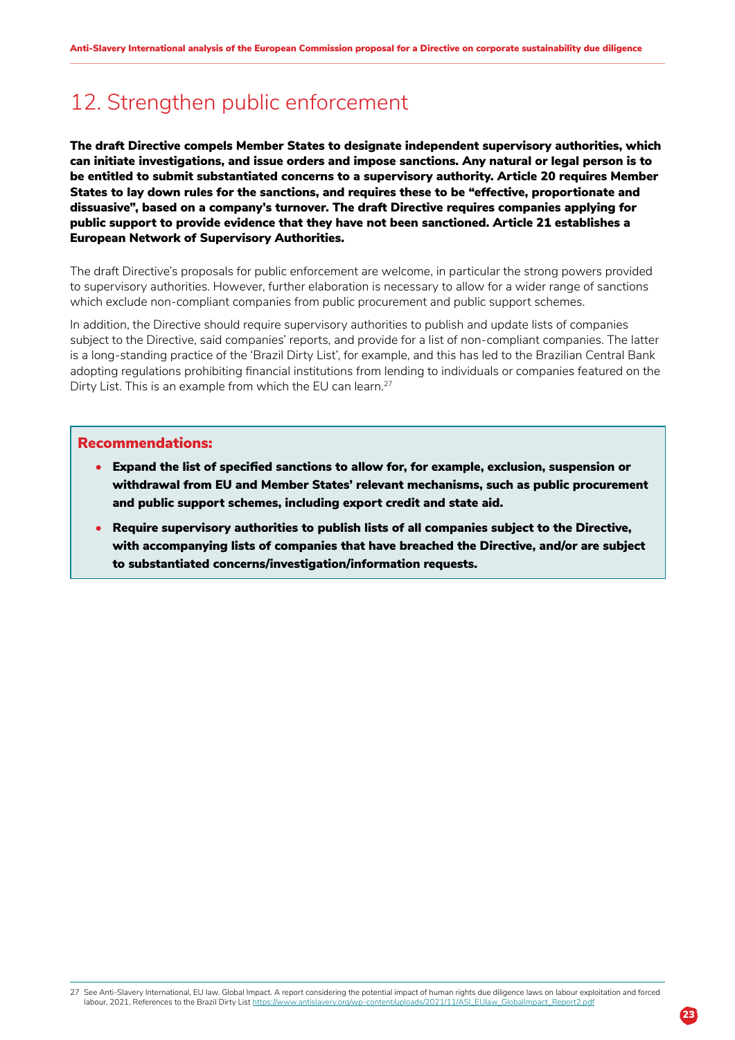# 12. Strengthen public enforcement

**The draft Directive compels Member States to designate independent supervisory authorities, which can initiate investigations, and issue orders and impose sanctions. Any natural or legal person is to be entitled to submit substantiated concerns to a supervisory authority. Article 20 requires Member States to lay down rules for the sanctions, and requires these to be "effective, proportionate and dissuasive", based on a company's turnover. The draft Directive requires companies applying for public support to provide evidence that they have not been sanctioned. Article 21 establishes a European Network of Supervisory Authorities.**

The draft Directive's proposals for public enforcement are welcome, in particular the strong powers provided to supervisory authorities. However, further elaboration is necessary to allow for a wider range of sanctions which exclude non-compliant companies from public procurement and public support schemes.

In addition, the Directive should require supervisory authorities to publish and update lists of companies subject to the Directive, said companies' reports, and provide for a list of non-compliant companies. The latter is a long-standing practice of the 'Brazil Dirty List', for example, and this has led to the Brazilian Central Bank adopting regulations prohibiting financial institutions from lending to individuals or companies featured on the Dirty List. This is an example from which the EU can learn.[27]

## Recommendations:

- **Expand the list of specified sanctions to allow for, for example, exclusion, suspension or withdrawal from EU and Member States' relevant mechanisms, such as public procurement and public support schemes, including export credit and state aid.**
- **Require supervisory authorities to publish lists of all companies subject to the Directive, with accompanying lists of companies that have breached the Directive, and/or are subject to substantiated concerns/investigation/information requests.**

---

27 See Anti-Slavery International, EU law. Global Impact. A report considering the potential impact of human rights due diligence laws on labour exploitation and forced labour, 2021, References to the Brazil Dirty List https://www.antislavery.org/wp-content/uploads/2021/11/ASI_EUlaw_GlobalImpact_Report2.pdf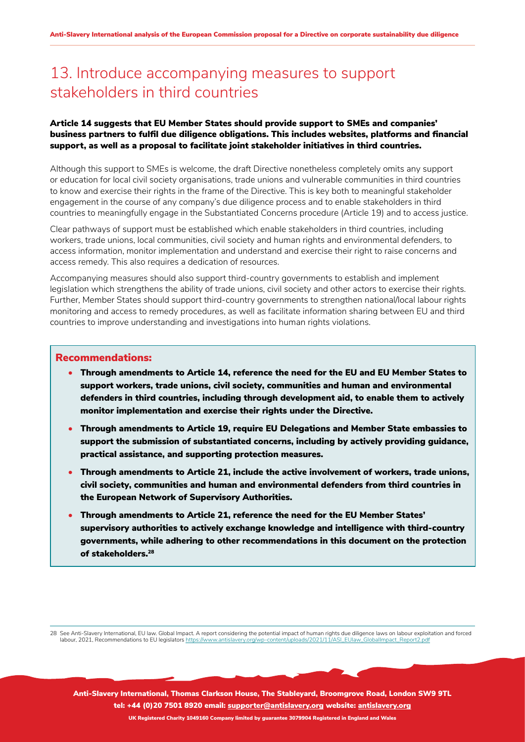## 13. Introduce accompanying measures to support stakeholders in third countries

**Article 14 suggests that EU Member States should provide support to SMEs and companies' business partners to fulfil due diligence obligations. This includes websites, platforms and financial support, as well as a proposal to facilitate joint stakeholder initiatives in third countries.**

Although this support to SMEs is welcome, the draft Directive nonetheless completely omits any support or education for local civil society organisations, trade unions and vulnerable communities in third countries to know and exercise their rights in the frame of the Directive. This is key both to meaningful stakeholder engagement in the course of any company's due diligence process and to enable stakeholders in third countries to meaningfully engage in the Substantiated Concerns procedure (Article 19) and to access justice.

Clear pathways of support must be established which enable stakeholders in third countries, including workers, trade unions, local communities, civil society and human rights and environmental defenders, to access information, monitor implementation and understand and exercise their right to raise concerns and access remedy. This also requires a dedication of resources.

Accompanying measures should also support third-country governments to establish and implement legislation which strengthens the ability of trade unions, civil society and other actors to exercise their rights. Further, Member States should support third-country governments to strengthen national/local labour rights monitoring and access to remedy procedures, as well as facilitate information sharing between EU and third countries to improve understanding and investigations into human rights violations.

### Recommendations:

- **Through amendments to Article 14, reference the need for the EU and EU Member States to support workers, trade unions, civil society, communities and human and environmental defenders in third countries, including through development aid, to enable them to actively monitor implementation and exercise their rights under the Directive.**
- **Through amendments to Article 19, require EU Delegations and Member State embassies to support the submission of substantiated concerns, including by actively providing guidance, practical assistance, and supporting protection measures.**
- **Through amendments to Article 21, include the active involvement of workers, trade unions, civil society, communities and human and environmental defenders from third countries in the European Network of Supervisory Authorities.**
- **Through amendments to Article 21, reference the need for the EU Member States' supervisory authorities to actively exchange knowledge and intelligence with third-country governments, while adhering to other recommendations in this document on the protection of stakeholders.[28]**

---

28 See Anti-Slavery International, EU law. Global Impact. A report considering the potential impact of human rights due diligence laws on labour exploitation and forced labour, 2021, Recommendations to EU legislators https://www.antislavery.org/wp-content/uploads/2021/11/ASI_EUlaw_GlobalImpact_Report2.pdf

**Anti-Slavery International, Thomas Clarkson House, The Stableyard, Broomgrove Road, London SW9 9TL**
**tel: +44 (0)20 7501 8920 email: supporter@antislavery.org website: antislavery.org**
**UK Registered Charity 1049160 Company limited by guarantee 3079904 Registered in England and Wales**